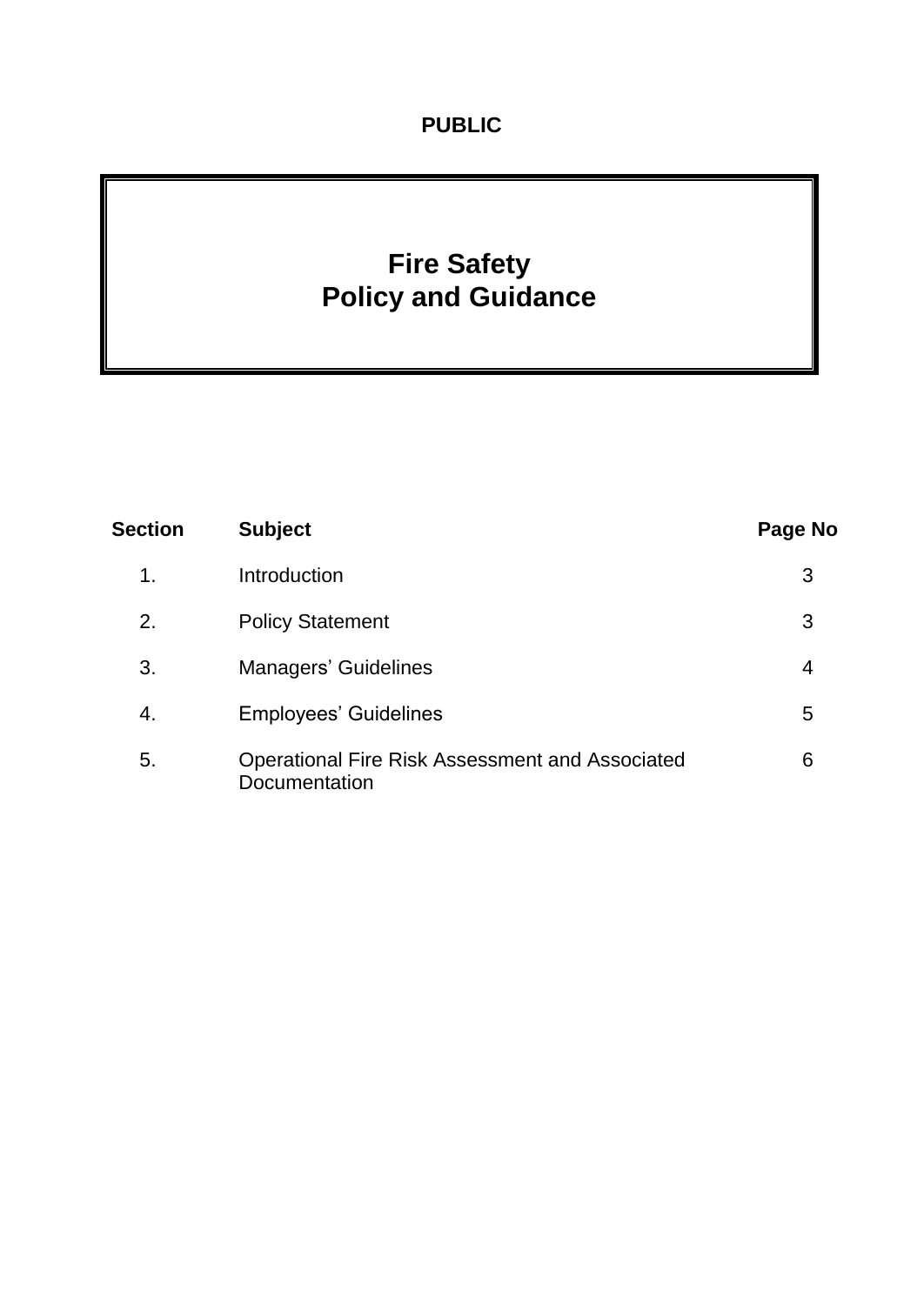**PUBLIC**

# Fire Safety
# Policy and Guidance

| Section | Subject | Page No |
|---|---|---|
| 1. | Introduction | 3 |
| 2. | Policy Statement | 3 |
| 3. | Managers' Guidelines | 4 |
| 4. | Employees' Guidelines | 5 |
| 5. | Operational Fire Risk Assessment and Associated Documentation | 6 |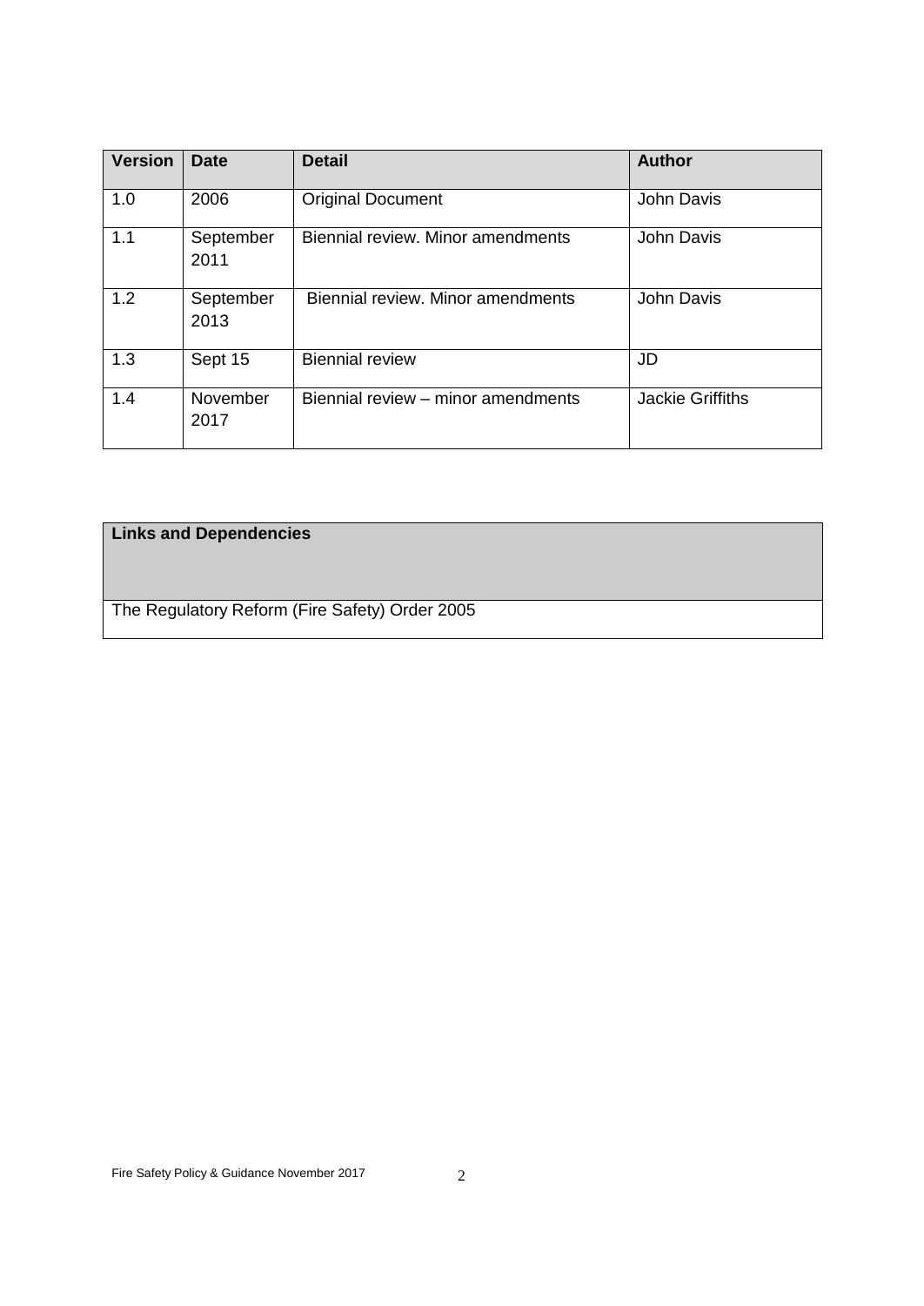| Version | Date | Detail | Author |
|---|---|---|---|
| 1.0 | 2006 | Original Document | John Davis |
| 1.1 | September 2011 | Biennial review. Minor amendments | John Davis |
| 1.2 | September 2013 | Biennial review. Minor amendments | John Davis |
| 1.3 | Sept 15 | Biennial review | JD |
| 1.4 | November 2017 | Biennial review – minor amendments | Jackie Griffiths |

| Links and Dependencies |
|---|
| The Regulatory Reform (Fire Safety) Order 2005 |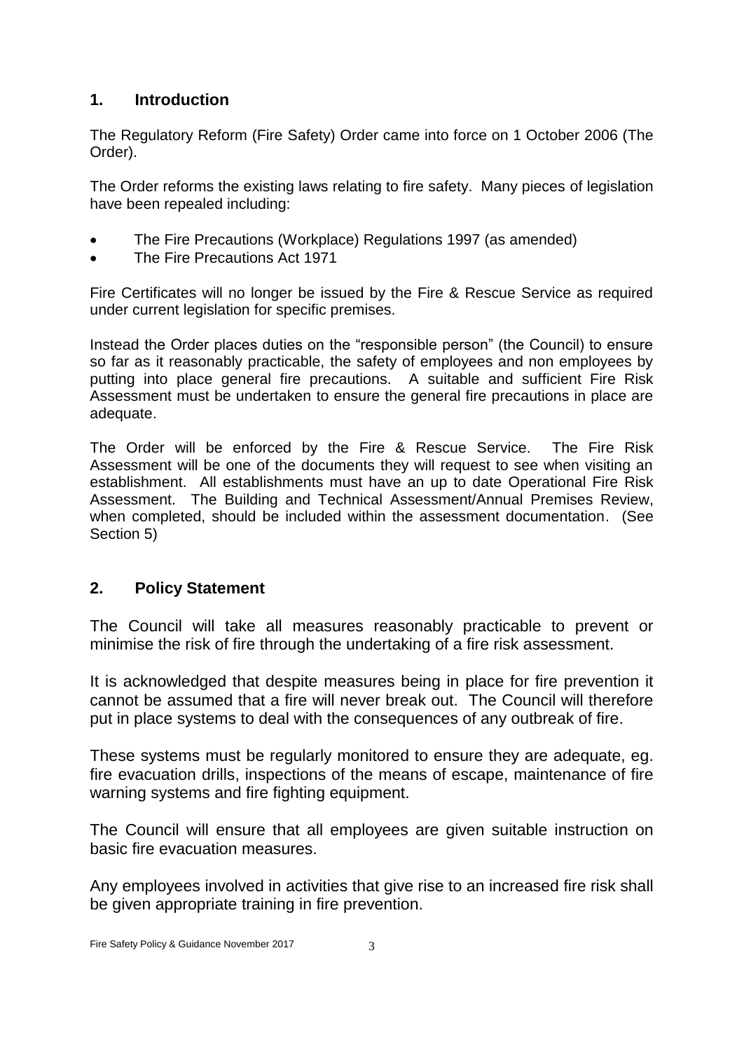## 1. Introduction

The Regulatory Reform (Fire Safety) Order came into force on 1 October 2006 (The Order).

The Order reforms the existing laws relating to fire safety. Many pieces of legislation have been repealed including:

- The Fire Precautions (Workplace) Regulations 1997 (as amended)
- The Fire Precautions Act 1971

Fire Certificates will no longer be issued by the Fire & Rescue Service as required under current legislation for specific premises.

Instead the Order places duties on the "responsible person" (the Council) to ensure so far as it reasonably practicable, the safety of employees and non employees by putting into place general fire precautions. A suitable and sufficient Fire Risk Assessment must be undertaken to ensure the general fire precautions in place are adequate.

The Order will be enforced by the Fire & Rescue Service. The Fire Risk Assessment will be one of the documents they will request to see when visiting an establishment. All establishments must have an up to date Operational Fire Risk Assessment. The Building and Technical Assessment/Annual Premises Review, when completed, should be included within the assessment documentation. (See Section 5)

## 2. Policy Statement

The Council will take all measures reasonably practicable to prevent or minimise the risk of fire through the undertaking of a fire risk assessment.

It is acknowledged that despite measures being in place for fire prevention it cannot be assumed that a fire will never break out. The Council will therefore put in place systems to deal with the consequences of any outbreak of fire.

These systems must be regularly monitored to ensure they are adequate, eg. fire evacuation drills, inspections of the means of escape, maintenance of fire warning systems and fire fighting equipment.

The Council will ensure that all employees are given suitable instruction on basic fire evacuation measures.

Any employees involved in activities that give rise to an increased fire risk shall be given appropriate training in fire prevention.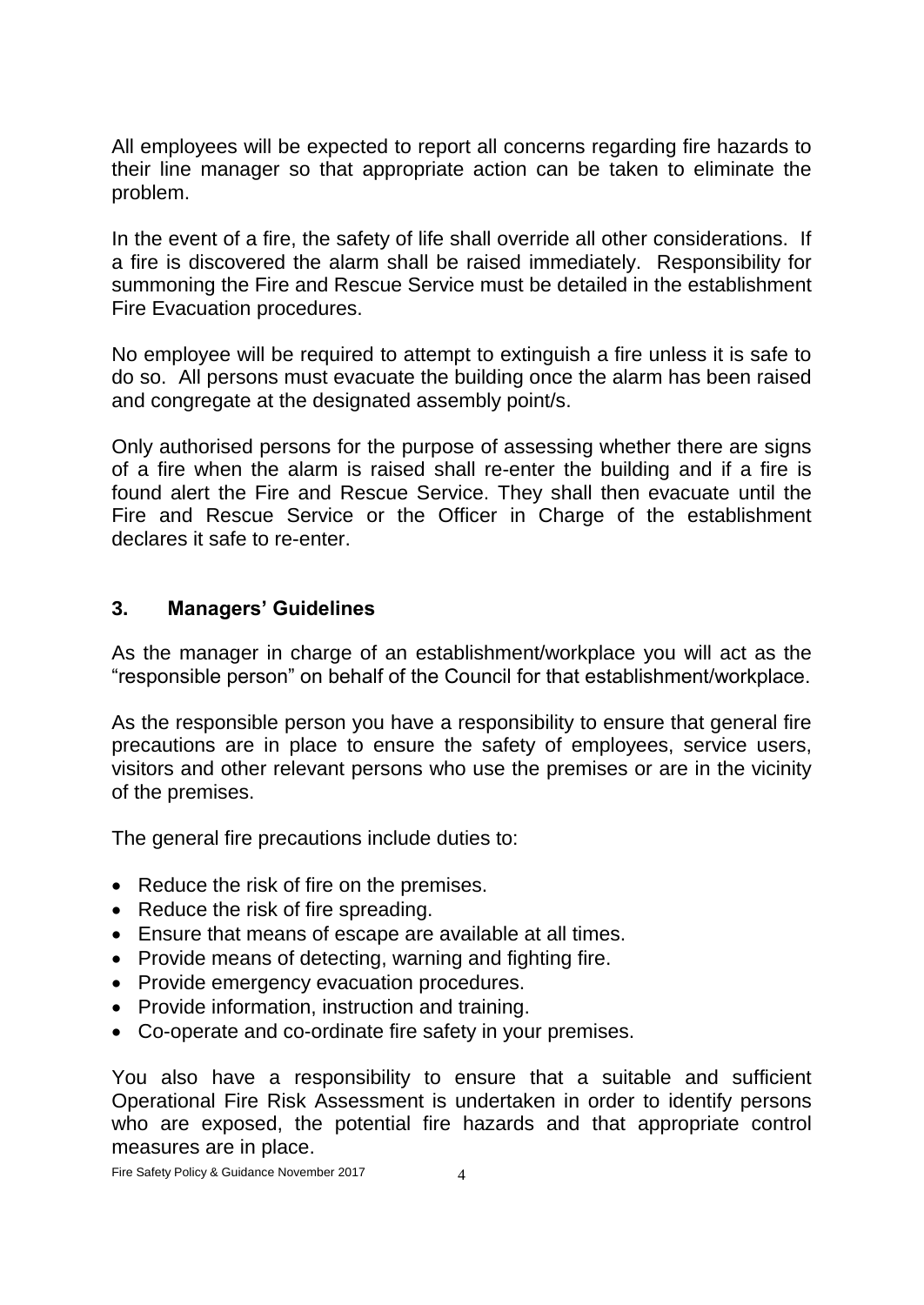All employees will be expected to report all concerns regarding fire hazards to their line manager so that appropriate action can be taken to eliminate the problem.

In the event of a fire, the safety of life shall override all other considerations. If a fire is discovered the alarm shall be raised immediately. Responsibility for summoning the Fire and Rescue Service must be detailed in the establishment Fire Evacuation procedures.

No employee will be required to attempt to extinguish a fire unless it is safe to do so. All persons must evacuate the building once the alarm has been raised and congregate at the designated assembly point/s.

Only authorised persons for the purpose of assessing whether there are signs of a fire when the alarm is raised shall re-enter the building and if a fire is found alert the Fire and Rescue Service. They shall then evacuate until the Fire and Rescue Service or the Officer in Charge of the establishment declares it safe to re-enter.

## 3. Managers' Guidelines

As the manager in charge of an establishment/workplace you will act as the "responsible person" on behalf of the Council for that establishment/workplace.

As the responsible person you have a responsibility to ensure that general fire precautions are in place to ensure the safety of employees, service users, visitors and other relevant persons who use the premises or are in the vicinity of the premises.

The general fire precautions include duties to:

- Reduce the risk of fire on the premises.
- Reduce the risk of fire spreading.
- Ensure that means of escape are available at all times.
- Provide means of detecting, warning and fighting fire.
- Provide emergency evacuation procedures.
- Provide information, instruction and training.
- Co-operate and co-ordinate fire safety in your premises.

You also have a responsibility to ensure that a suitable and sufficient Operational Fire Risk Assessment is undertaken in order to identify persons who are exposed, the potential fire hazards and that appropriate control measures are in place.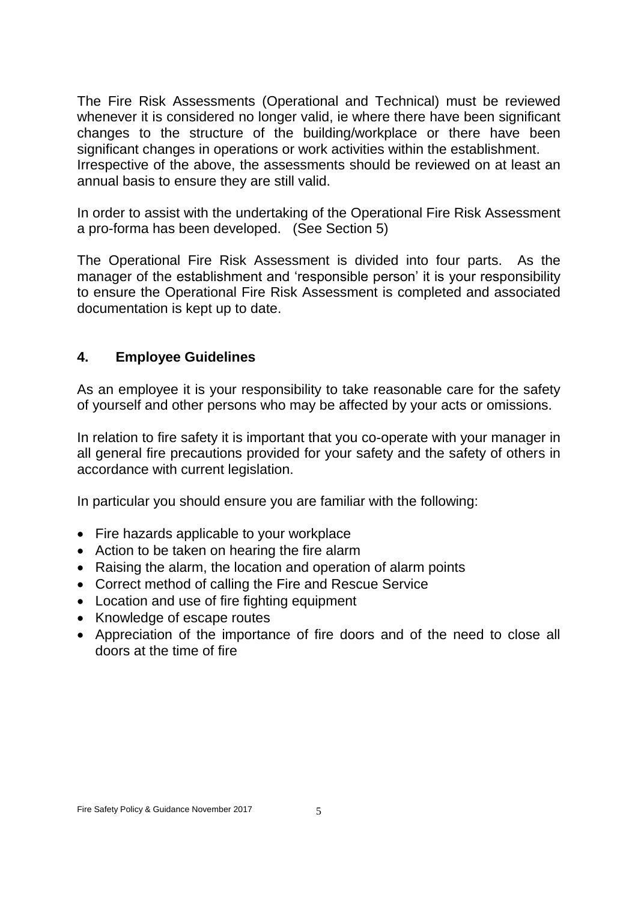The Fire Risk Assessments (Operational and Technical) must be reviewed whenever it is considered no longer valid, ie where there have been significant changes to the structure of the building/workplace or there have been significant changes in operations or work activities within the establishment. Irrespective of the above, the assessments should be reviewed on at least an annual basis to ensure they are still valid.

In order to assist with the undertaking of the Operational Fire Risk Assessment a pro-forma has been developed. (See Section 5)

The Operational Fire Risk Assessment is divided into four parts. As the manager of the establishment and 'responsible person' it is your responsibility to ensure the Operational Fire Risk Assessment is completed and associated documentation is kept up to date.

## 4. Employee Guidelines

As an employee it is your responsibility to take reasonable care for the safety of yourself and other persons who may be affected by your acts or omissions.

In relation to fire safety it is important that you co-operate with your manager in all general fire precautions provided for your safety and the safety of others in accordance with current legislation.

In particular you should ensure you are familiar with the following:

- Fire hazards applicable to your workplace
- Action to be taken on hearing the fire alarm
- Raising the alarm, the location and operation of alarm points
- Correct method of calling the Fire and Rescue Service
- Location and use of fire fighting equipment
- Knowledge of escape routes
- Appreciation of the importance of fire doors and of the need to close all doors at the time of fire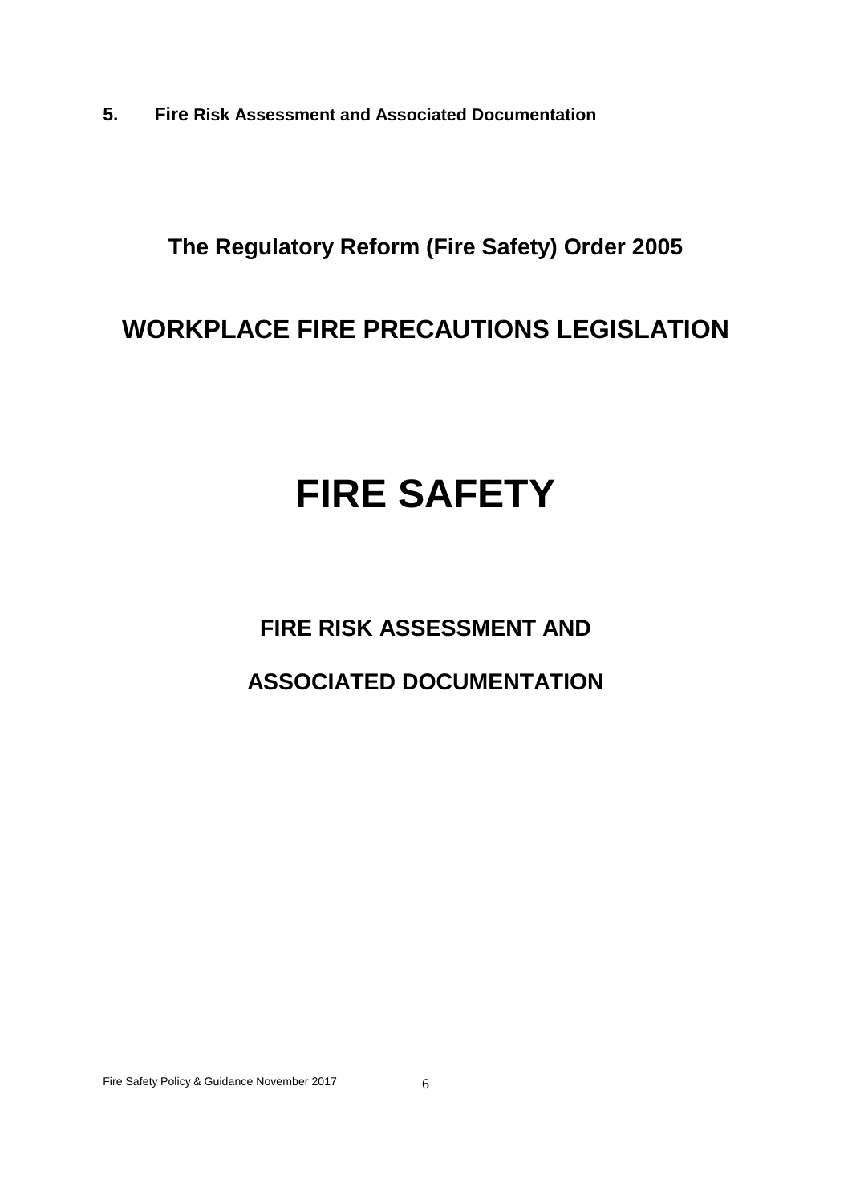## 5. Fire Risk Assessment and Associated Documentation

# The Regulatory Reform (Fire Safety) Order 2005

# WORKPLACE FIRE PRECAUTIONS LEGISLATION

# FIRE SAFETY

## FIRE RISK ASSESSMENT AND

## ASSOCIATED DOCUMENTATION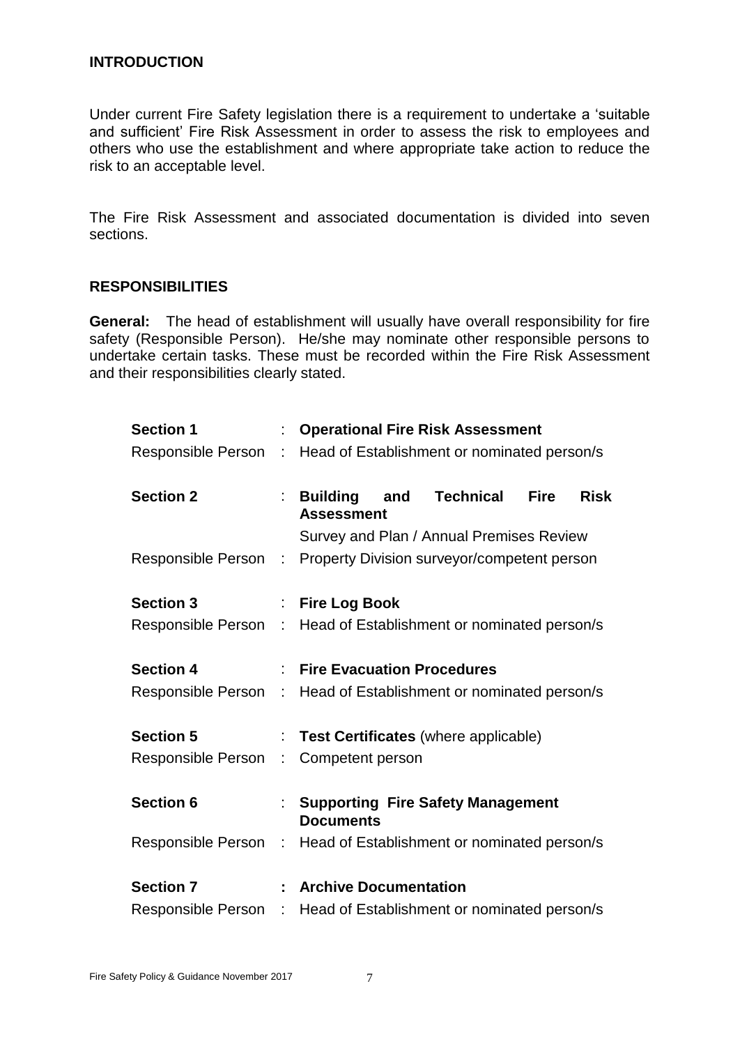## INTRODUCTION

Under current Fire Safety legislation there is a requirement to undertake a 'suitable and sufficient' Fire Risk Assessment in order to assess the risk to employees and others who use the establishment and where appropriate take action to reduce the risk to an acceptable level.

The Fire Risk Assessment and associated documentation is divided into seven sections.

## RESPONSIBILITIES

**General:** The head of establishment will usually have overall responsibility for fire safety (Responsible Person). He/she may nominate other responsible persons to undertake certain tasks. These must be recorded within the Fire Risk Assessment and their responsibilities clearly stated.

| | | |
|---|---|---|
| **Section 1** | : | **Operational Fire Risk Assessment** |
| Responsible Person | : | Head of Establishment or nominated person/s |
| **Section 2** | : | **Building and Technical Fire Risk Assessment** |
| | | Survey and Plan / Annual Premises Review |
| Responsible Person | : | Property Division surveyor/competent person |
| **Section 3** | : | **Fire Log Book** |
| Responsible Person | : | Head of Establishment or nominated person/s |
| **Section 4** | : | **Fire Evacuation Procedures** |
| Responsible Person | : | Head of Establishment or nominated person/s |
| **Section 5** | : | **Test Certificates** (where applicable) |
| Responsible Person | : | Competent person |
| **Section 6** | : | **Supporting Fire Safety Management Documents** |
| Responsible Person | : | Head of Establishment or nominated person/s |
| **Section 7** | **:** | **Archive Documentation** |
| Responsible Person | : | Head of Establishment or nominated person/s |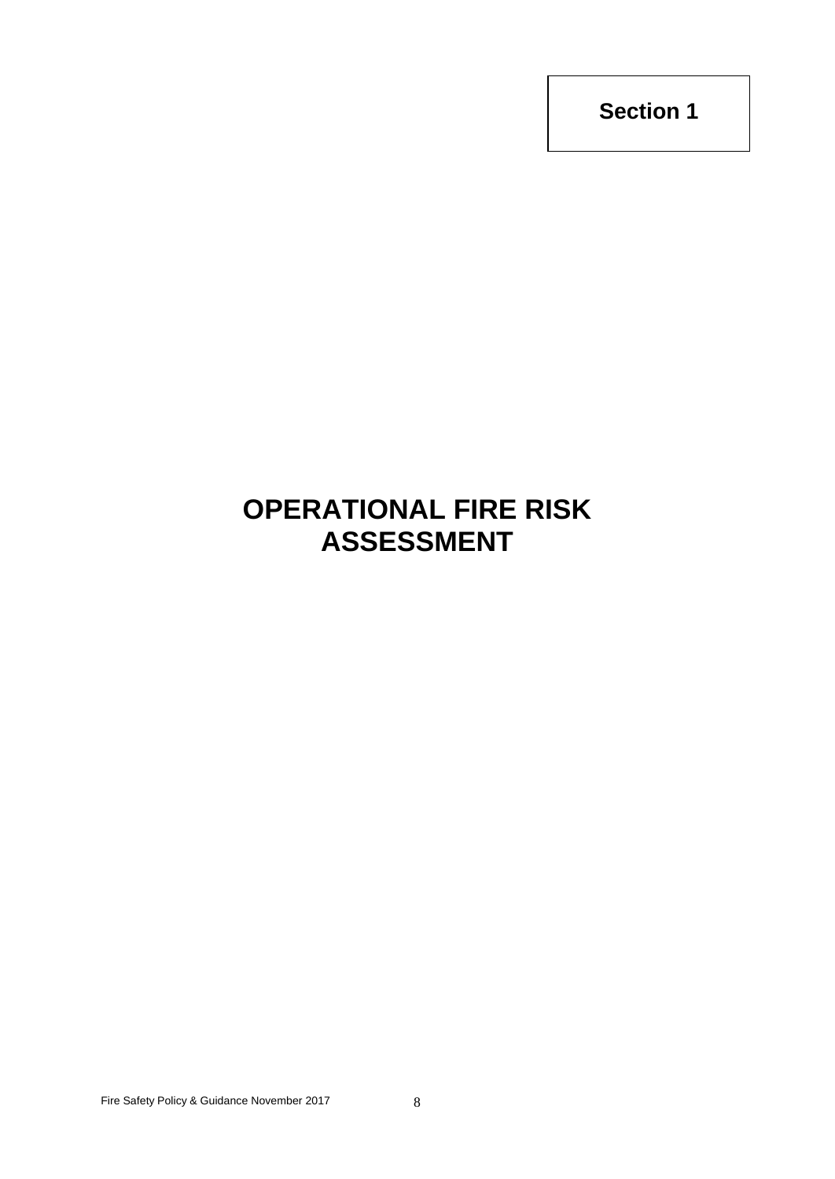**Section 1**

# OPERATIONAL FIRE RISK ASSESSMENT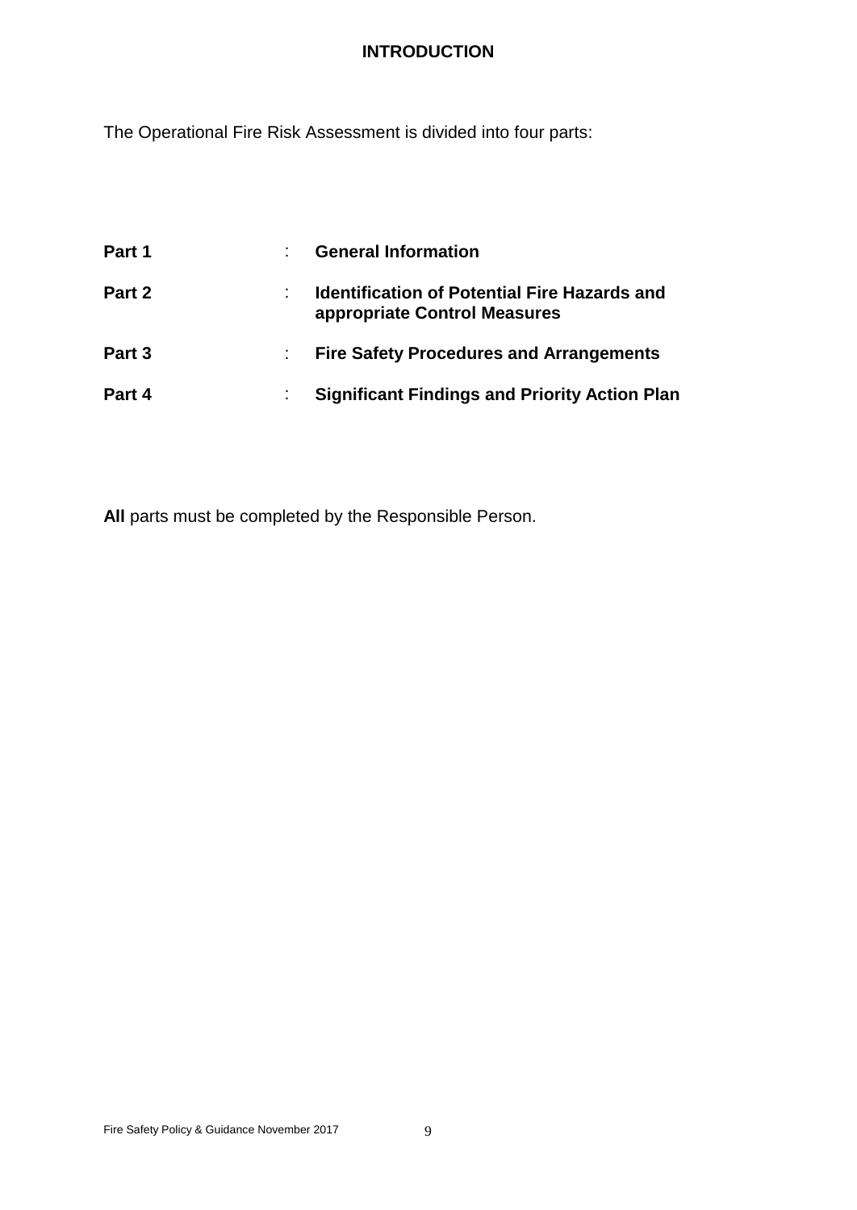# INTRODUCTION

The Operational Fire Risk Assessment is divided into four parts:

| | | |
|---|---|---|
| **Part 1** | : | **General Information** |
| **Part 2** | : | **Identification of Potential Fire Hazards and appropriate Control Measures** |
| **Part 3** | : | **Fire Safety Procedures and Arrangements** |
| **Part 4** | : | **Significant Findings and Priority Action Plan** |

**All** parts must be completed by the Responsible Person.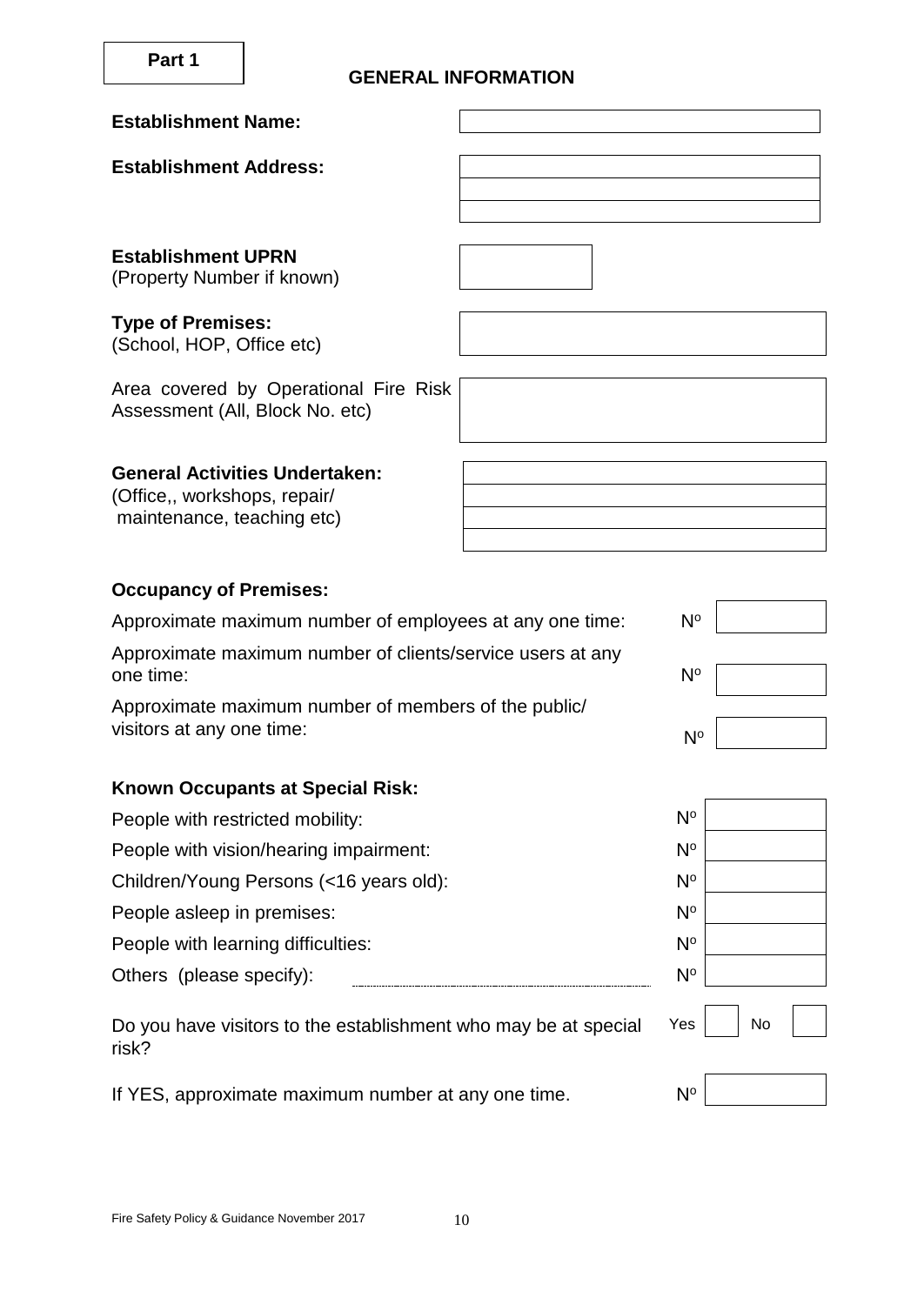**Part 1**

## GENERAL INFORMATION

| | |
|---|---|
| **Establishment Name:** | |
| **Establishment Address:** | |
| | |
| | |
| **Establishment UPRN** (Property Number if known) | |
| **Type of Premises:** (School, HOP, Office etc) | |
| Area covered by Operational Fire Risk Assessment (All, Block No. etc) | |
| **General Activities Undertaken:** (Office,, workshops, repair/ maintenance, teaching etc) | |
| | |
| | |
| | |

### Occupancy of Premises:

| | | |
|---|---|---|
| Approximate maximum number of employees at any one time: | Nº | |
| Approximate maximum number of clients/service users at any one time: | Nº | |
| Approximate maximum number of members of the public/ visitors at any one time: | Nº | |

### Known Occupants at Special Risk:

| | | |
|---|---|---|
| People with restricted mobility: | Nº | |
| People with vision/hearing impairment: | Nº | |
| Children/Young Persons (<16 years old): | Nº | |
| People asleep in premises: | Nº | |
| People with learning difficulties: | Nº | |
| Others (please specify): ................................................ | Nº | |

Do you have visitors to the establishment who may be at special risk? Yes ☐ No ☐

If YES, approximate maximum number at any one time. Nº ☐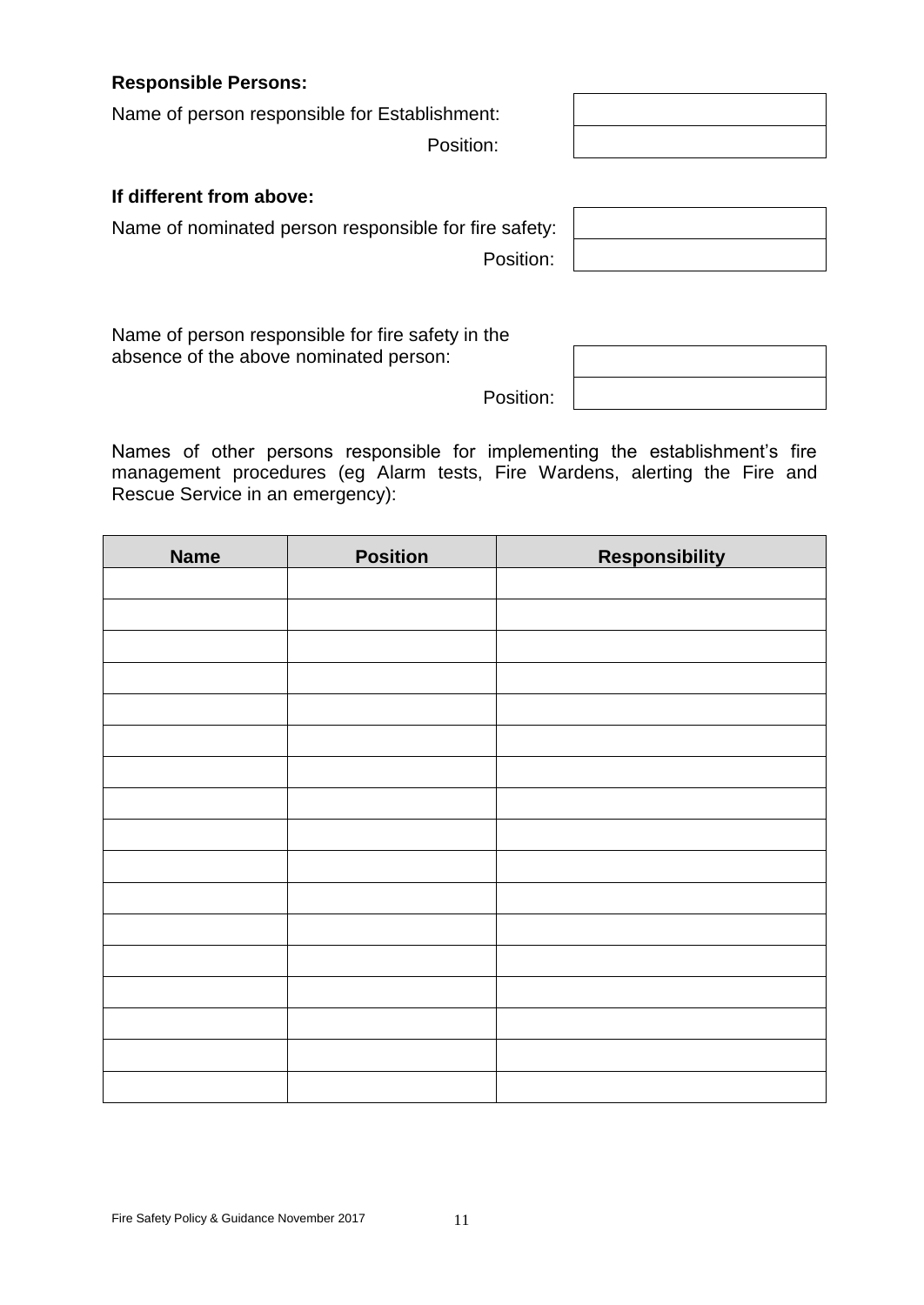**Responsible Persons:**

Name of person responsible for Establishment:

Position:

**If different from above:**

Name of nominated person responsible for fire safety:

Position:

Name of person responsible for fire safety in the absence of the above nominated person:

Position:

Names of other persons responsible for implementing the establishment's fire management procedures (eg Alarm tests, Fire Wardens, alerting the Fire and Rescue Service in an emergency):

| Name | Position | Responsibility |
| --- | --- | --- |
| | | |
| | | |
| | | |
| | | |
| | | |
| | | |
| | | |
| | | |
| | | |
| | | |
| | | |
| | | |
| | | |
| | | |
| | | |
| | | |
| | | |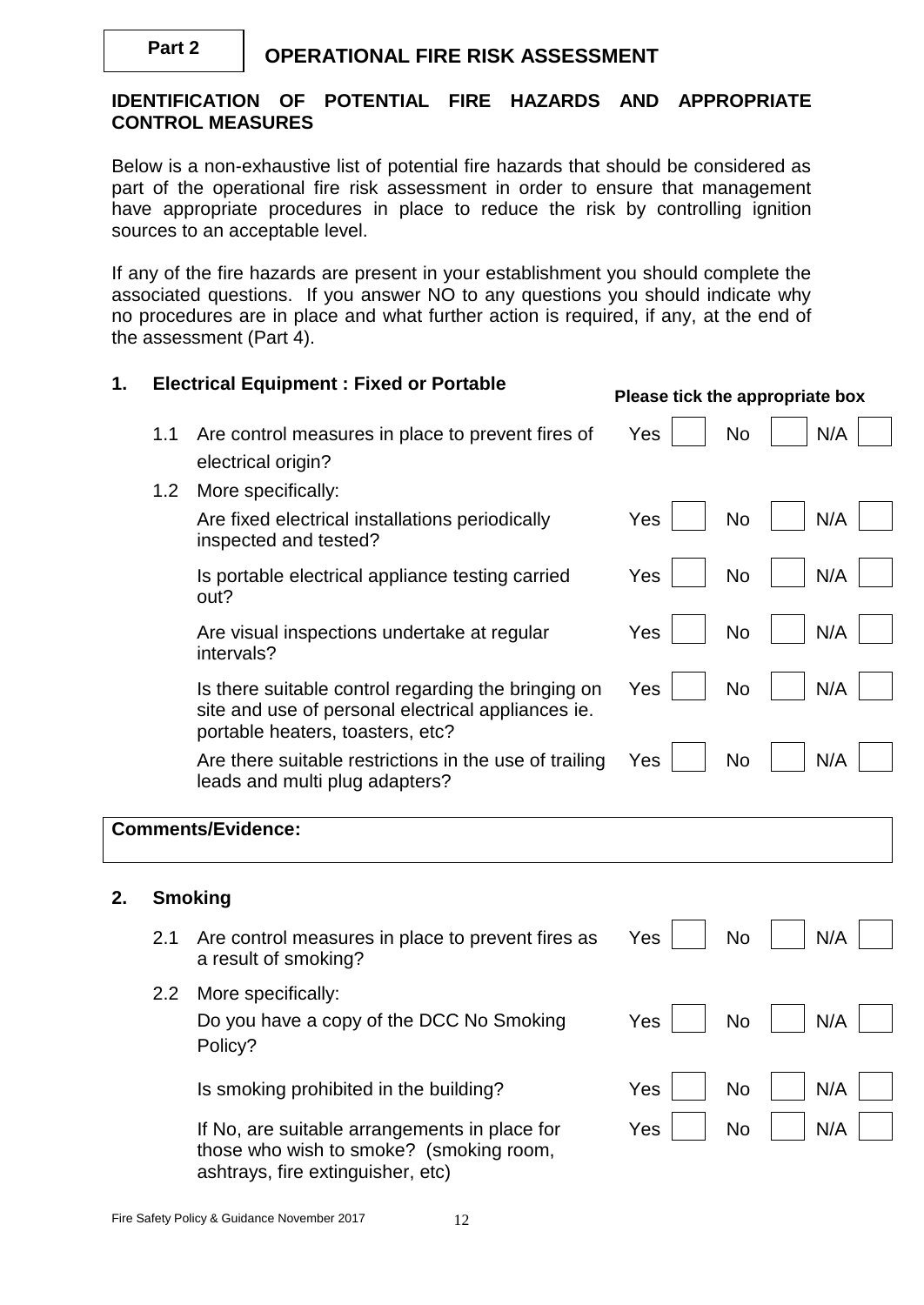**Part 2** **OPERATIONAL FIRE RISK ASSESSMENT**

## IDENTIFICATION OF POTENTIAL FIRE HAZARDS AND APPROPRIATE CONTROL MEASURES

Below is a non-exhaustive list of potential fire hazards that should be considered as part of the operational fire risk assessment in order to ensure that management have appropriate procedures in place to reduce the risk by controlling ignition sources to an acceptable level.

If any of the fire hazards are present in your establishment you should complete the associated questions. If you answer NO to any questions you should indicate why no procedures are in place and what further action is required, if any, at the end of the assessment (Part 4).

### 1. Electrical Equipment : Fixed or Portable

**Please tick the appropriate box**

| | Question | Yes | No | N/A |
|---|---|---|---|---|
| 1.1 | Are control measures in place to prevent fires of electrical origin? | | | |
| 1.2 | More specifically: | | | |
| | Are fixed electrical installations periodically inspected and tested? | | | |
| | Is portable electrical appliance testing carried out? | | | |
| | Are visual inspections undertake at regular intervals? | | | |
| | Is there suitable control regarding the bringing on site and use of personal electrical appliances ie. portable heaters, toasters, etc? | | | |
| | Are there suitable restrictions in the use of trailing leads and multi plug adapters? | | | |

**Comments/Evidence:**

### 2. Smoking

| | Question | Yes | No | N/A |
|---|---|---|---|---|
| 2.1 | Are control measures in place to prevent fires as a result of smoking? | | | |
| 2.2 | More specifically: | | | |
| | Do you have a copy of the DCC No Smoking Policy? | | | |
| | Is smoking prohibited in the building? | | | |
| | If No, are suitable arrangements in place for those who wish to smoke? (smoking room, ashtrays, fire extinguisher, etc) | | | |

Fire Safety Policy & Guidance November 2017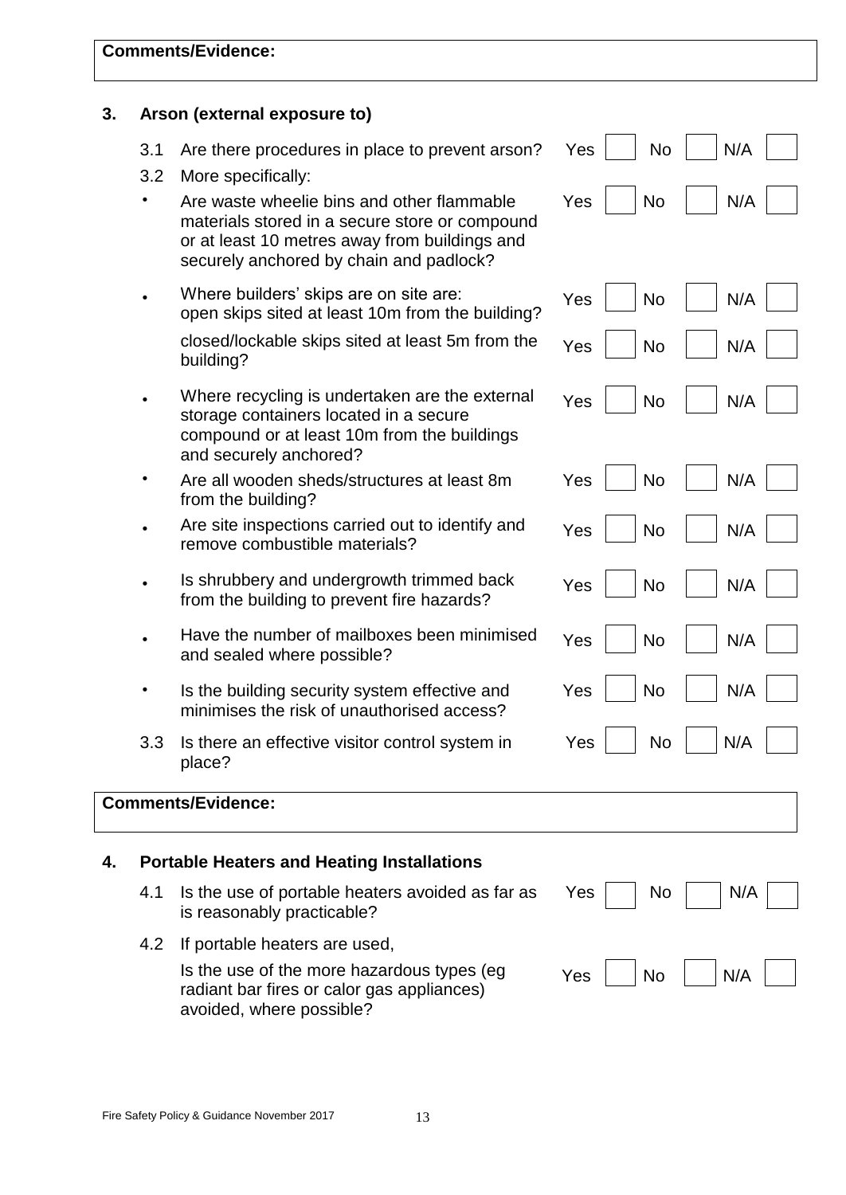**Comments/Evidence:**

## 3. Arson (external exposure to)

| | Question | Yes | No | N/A |
|---|---|---|---|---|
| 3.1 | Are there procedures in place to prevent arson? | | | |
| 3.2 | More specifically: | | | |
| • | Are waste wheelie bins and other flammable materials stored in a secure store or compound or at least 10 metres away from buildings and securely anchored by chain and padlock? | | | |
| • | Where builders' skips are on site are: open skips sited at least 10m from the building? | | | |
| | closed/lockable skips sited at least 5m from the building? | | | |
| • | Where recycling is undertaken are the external storage containers located in a secure compound or at least 10m from the buildings and securely anchored? | | | |
| • | Are all wooden sheds/structures at least 8m from the building? | | | |
| • | Are site inspections carried out to identify and remove combustible materials? | | | |
| • | Is shrubbery and undergrowth trimmed back from the building to prevent fire hazards? | | | |
| • | Have the number of mailboxes been minimised and sealed where possible? | | | |
| • | Is the building security system effective and minimises the risk of unauthorised access? | | | |
| 3.3 | Is there an effective visitor control system in place? | | | |

**Comments/Evidence:**

## 4. Portable Heaters and Heating Installations

| | Question | Yes | No | N/A |
|---|---|---|---|---|
| 4.1 | Is the use of portable heaters avoided as far as is reasonably practicable? | | | |
| 4.2 | If portable heaters are used, | | | |
| | Is the use of the more hazardous types (eg radiant bar fires or calor gas appliances) avoided, where possible? | | | |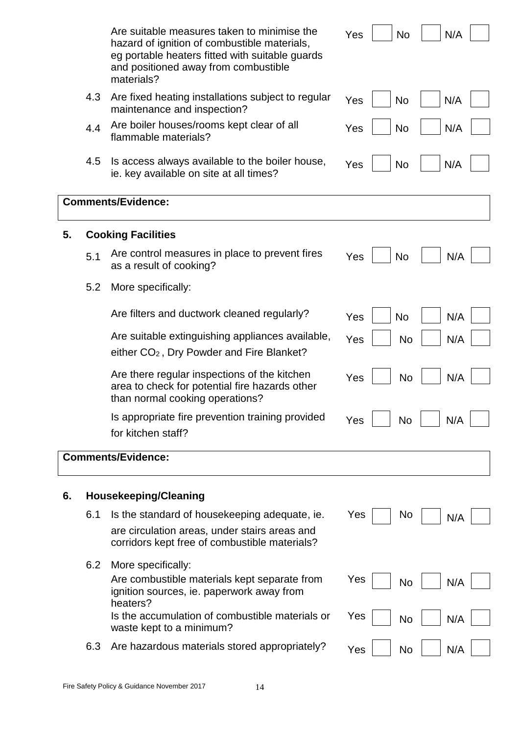| | | | | |
|---|---|---|---|---|
| | Are suitable measures taken to minimise the hazard of ignition of combustible materials, eg portable heaters fitted with suitable guards and positioned away from combustible materials? | Yes ☐ | No ☐ | N/A ☐ |
| 4.3 | Are fixed heating installations subject to regular maintenance and inspection? | Yes ☐ | No ☐ | N/A ☐ |
| 4.4 | Are boiler houses/rooms kept clear of all flammable materials? | Yes ☐ | No ☐ | N/A ☐ |
| 4.5 | Is access always available to the boiler house, ie. key available on site at all times? | Yes ☐ | No ☐ | N/A ☐ |

**Comments/Evidence:**

## 5. Cooking Facilities

| | | | | |
|---|---|---|---|---|
| 5.1 | Are control measures in place to prevent fires as a result of cooking? | Yes ☐ | No ☐ | N/A ☐ |
| 5.2 | More specifically: | | | |
| | Are filters and ductwork cleaned regularly? | Yes ☐ | No ☐ | N/A ☐ |
| | Are suitable extinguishing appliances available, either $CO_2$ , Dry Powder and Fire Blanket? | Yes ☐ | No ☐ | N/A ☐ |
| | Are there regular inspections of the kitchen area to check for potential fire hazards other than normal cooking operations? | Yes ☐ | No ☐ | N/A ☐ |
| | Is appropriate fire prevention training provided for kitchen staff? | Yes ☐ | No ☐ | N/A ☐ |

**Comments/Evidence:**

## 6. Housekeeping/Cleaning

| | | | | |
|---|---|---|---|---|
| 6.1 | Is the standard of housekeeping adequate, ie. are circulation areas, under stairs areas and corridors kept free of combustible materials? | Yes ☐ | No ☐ | N/A ☐ |
| 6.2 | More specifically: | | | |
| | Are combustible materials kept separate from ignition sources, ie. paperwork away from heaters? | Yes ☐ | No ☐ | N/A ☐ |
| | Is the accumulation of combustible materials or waste kept to a minimum? | Yes ☐ | No ☐ | N/A ☐ |
| 6.3 | Are hazardous materials stored appropriately? | Yes ☐ | No ☐ | N/A ☐ |

Fire Safety Policy & Guidance November 2017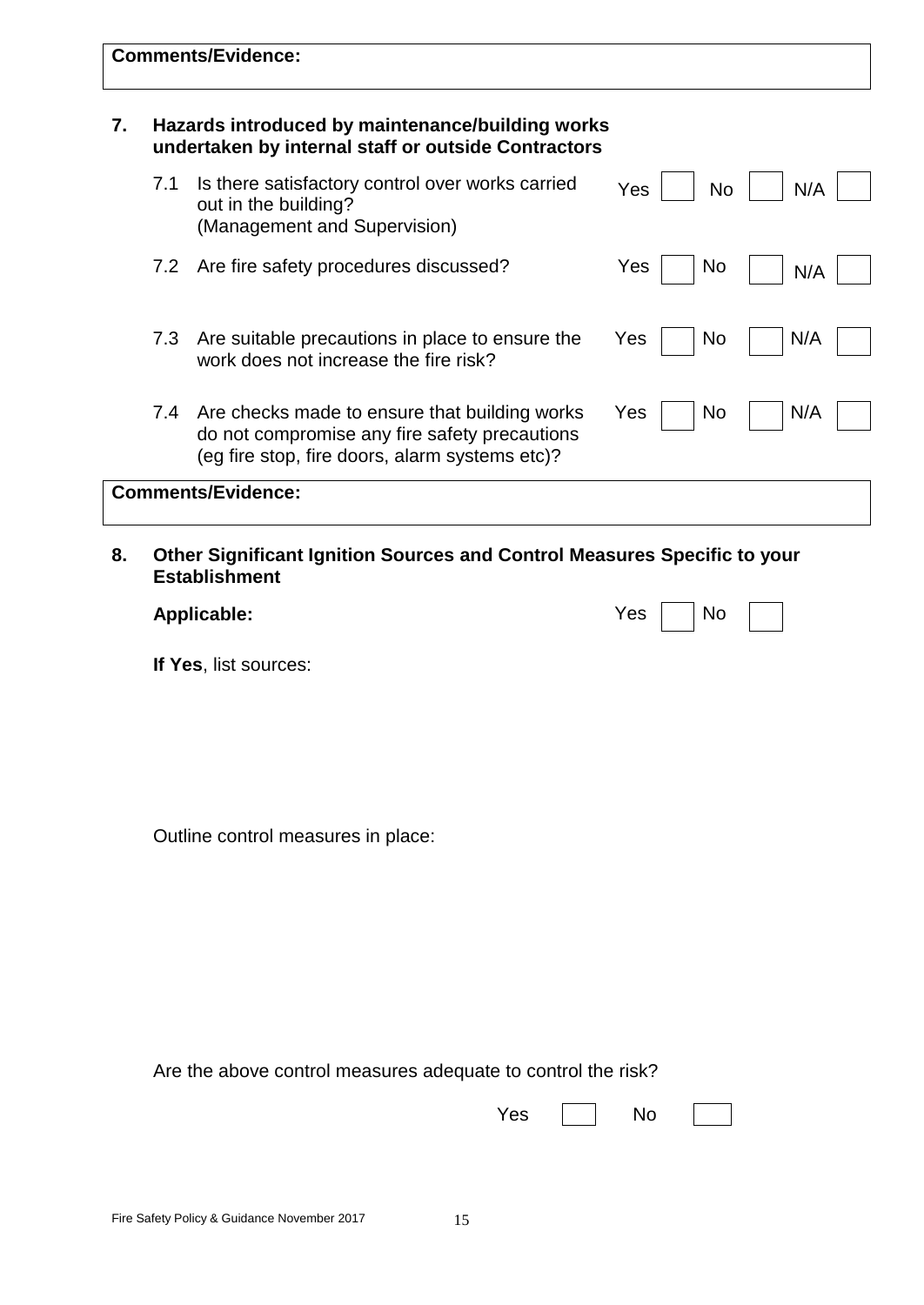**Comments/Evidence:**

**7. Hazards introduced by maintenance/building works undertaken by internal staff or outside Contractors**

| | | | | |
|---|---|---|---|---|
| 7.1 | Is there satisfactory control over works carried out in the building? (Management and Supervision) | Yes ☐ | No ☐ | N/A ☐ |
| 7.2 | Are fire safety procedures discussed? | Yes ☐ | No ☐ | N/A ☐ |
| 7.3 | Are suitable precautions in place to ensure the work does not increase the fire risk? | Yes ☐ | No ☐ | N/A ☐ |
| 7.4 | Are checks made to ensure that building works do not compromise any fire safety precautions (eg fire stop, fire doors, alarm systems etc)? | Yes ☐ | No ☐ | N/A ☐ |

**Comments/Evidence:**

**8. Other Significant Ignition Sources and Control Measures Specific to your Establishment**

**Applicable:** Yes ☐ No ☐

**If Yes**, list sources:

Outline control measures in place:

Are the above control measures adequate to control the risk?

Yes ☐ No ☐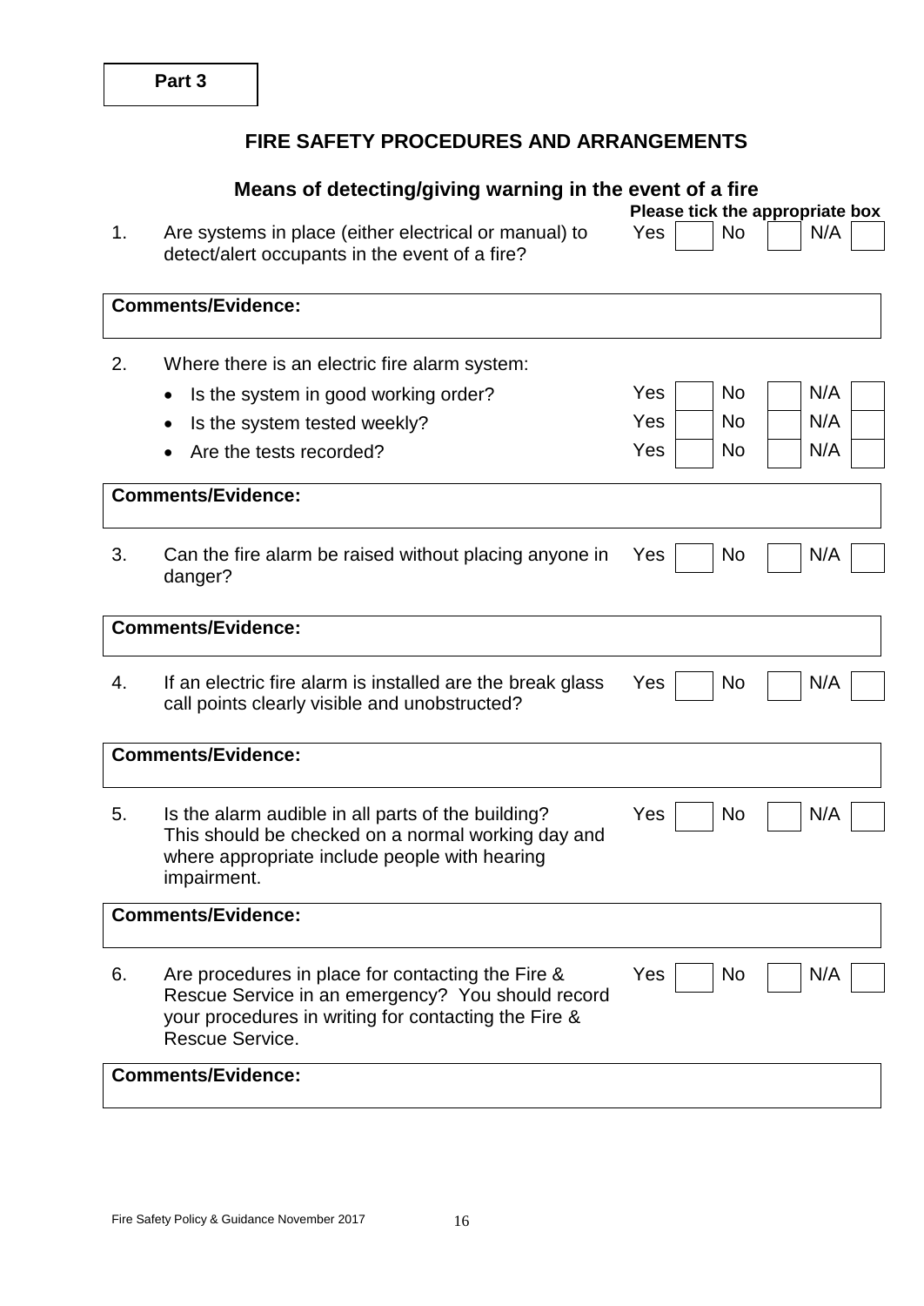**Part 3**

## FIRE SAFETY PROCEDURES AND ARRANGEMENTS

### Means of detecting/giving warning in the event of a fire

**Please tick the appropriate box**

| | Question | Yes | No | N/A |
|---|---|---|---|---|
| 1. | Are systems in place (either electrical or manual) to detect/alert occupants in the event of a fire? | ☐ | ☐ | ☐ |

**Comments/Evidence:**

| | Question | Yes | No | N/A |
|---|---|---|---|---|
| 2. | Where there is an electric fire alarm system: | | | |
| | • Is the system in good working order? | ☐ | ☐ | ☐ |
| | • Is the system tested weekly? | ☐ | ☐ | ☐ |
| | • Are the tests recorded? | ☐ | ☐ | ☐ |

**Comments/Evidence:**

| | Question | Yes | No | N/A |
|---|---|---|---|---|
| 3. | Can the fire alarm be raised without placing anyone in danger? | ☐ | ☐ | ☐ |

**Comments/Evidence:**

| | Question | Yes | No | N/A |
|---|---|---|---|---|
| 4. | If an electric fire alarm is installed are the break glass call points clearly visible and unobstructed? | ☐ | ☐ | ☐ |

**Comments/Evidence:**

| | Question | Yes | No | N/A |
|---|---|---|---|---|
| 5. | Is the alarm audible in all parts of the building? This should be checked on a normal working day and where appropriate include people with hearing impairment. | ☐ | ☐ | ☐ |

**Comments/Evidence:**

| | Question | Yes | No | N/A |
|---|---|---|---|---|
| 6. | Are procedures in place for contacting the Fire & Rescue Service in an emergency? You should record your procedures in writing for contacting the Fire & Rescue Service. | ☐ | ☐ | ☐ |

**Comments/Evidence:**

Fire Safety Policy & Guidance November 2017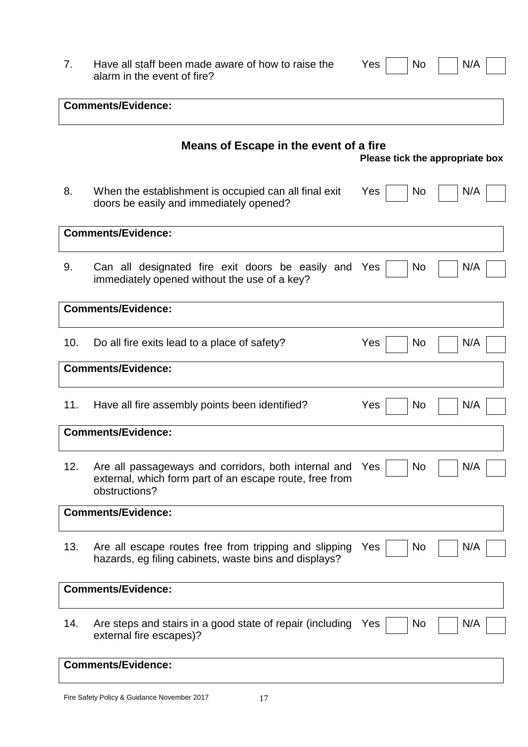7. Have all staff been made aware of how to raise the alarm in the event of fire? Yes ☐ No ☐ N/A ☐

| **Comments/Evidence:** |
|---|

## Means of Escape in the event of a fire

**Please tick the appropriate box**

8. When the establishment is occupied can all final exit doors be easily and immediately opened? Yes ☐ No ☐ N/A ☐

| **Comments/Evidence:** |
|---|

9. Can all designated fire exit doors be easily and immediately opened without the use of a key? Yes ☐ No ☐ N/A ☐

| **Comments/Evidence:** |
|---|

10. Do all fire exits lead to a place of safety? Yes ☐ No ☐ N/A ☐

| **Comments/Evidence:** |
|---|

11. Have all fire assembly points been identified? Yes ☐ No ☐ N/A ☐

| **Comments/Evidence:** |
|---|

12. Are all passageways and corridors, both internal and external, which form part of an escape route, free from obstructions? Yes ☐ No ☐ N/A ☐

| **Comments/Evidence:** |
|---|

13. Are all escape routes free from tripping and slipping hazards, eg filing cabinets, waste bins and displays? Yes ☐ No ☐ N/A ☐

| **Comments/Evidence:** |
|---|

14. Are steps and stairs in a good state of repair (including external fire escapes)? Yes ☐ No ☐ N/A ☐

| **Comments/Evidence:** |
|---|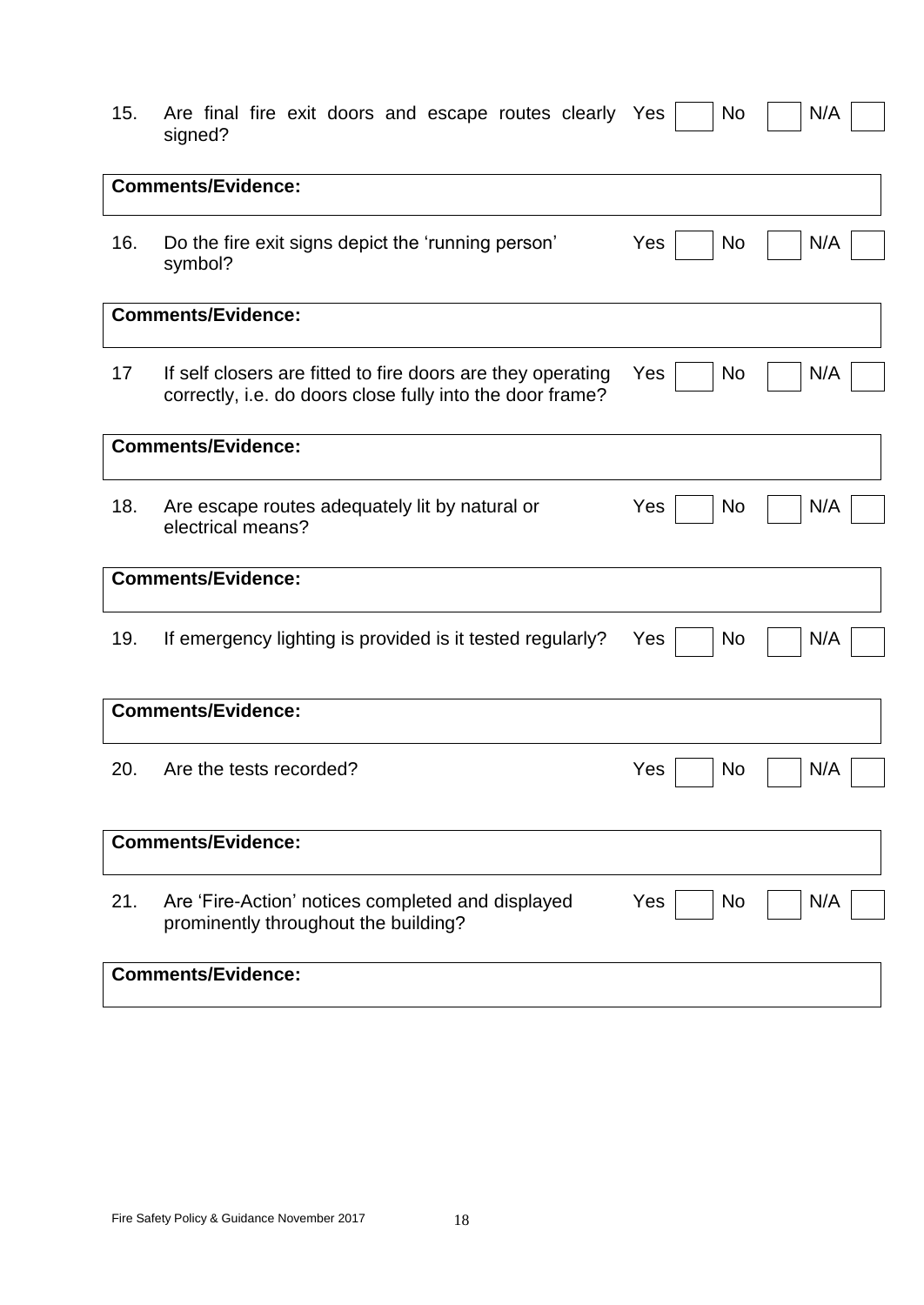15. Are final fire exit doors and escape routes clearly signed? Yes ☐ No ☐ N/A ☐

**Comments/Evidence:**

16. Do the fire exit signs depict the 'running person' symbol? Yes ☐ No ☐ N/A ☐

**Comments/Evidence:**

17 If self closers are fitted to fire doors are they operating correctly, i.e. do doors close fully into the door frame? Yes ☐ No ☐ N/A ☐

**Comments/Evidence:**

18. Are escape routes adequately lit by natural or electrical means? Yes ☐ No ☐ N/A ☐

**Comments/Evidence:**

19. If emergency lighting is provided is it tested regularly? Yes ☐ No ☐ N/A ☐

**Comments/Evidence:**

20. Are the tests recorded? Yes ☐ No ☐ N/A ☐

**Comments/Evidence:**

21. Are 'Fire-Action' notices completed and displayed prominently throughout the building? Yes ☐ No ☐ N/A ☐

**Comments/Evidence:**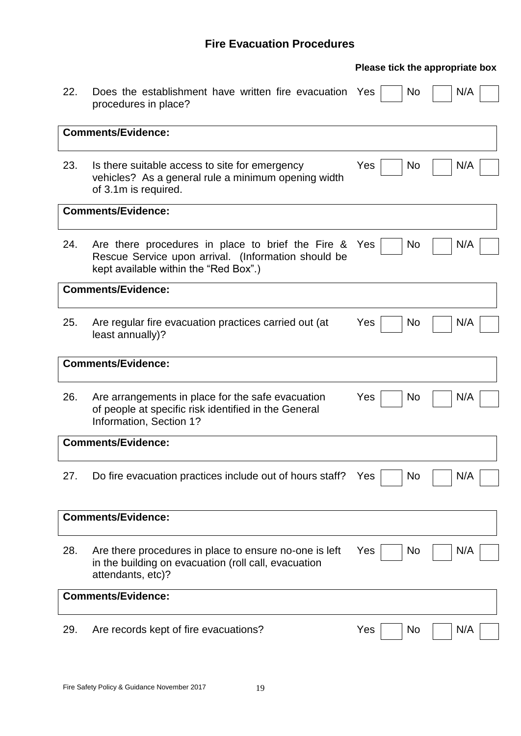## Fire Evacuation Procedures

**Please tick the appropriate box**

22. Does the establishment have written fire evacuation procedures in place? Yes ☐ No ☐ N/A ☐

| **Comments/Evidence:** |
|---|

23. Is there suitable access to site for emergency vehicles? As a general rule a minimum opening width of 3.1m is required. Yes ☐ No ☐ N/A ☐

| **Comments/Evidence:** |
|---|

24. Are there procedures in place to brief the Fire & Rescue Service upon arrival. (Information should be kept available within the "Red Box".) Yes ☐ No ☐ N/A ☐

| **Comments/Evidence:** |
|---|

25. Are regular fire evacuation practices carried out (at least annually)? Yes ☐ No ☐ N/A ☐

| **Comments/Evidence:** |
|---|

26. Are arrangements in place for the safe evacuation of people at specific risk identified in the General Information, Section 1? Yes ☐ No ☐ N/A ☐

| **Comments/Evidence:** |
|---|

27. Do fire evacuation practices include out of hours staff? Yes ☐ No ☐ N/A ☐

| **Comments/Evidence:** |
|---|

28. Are there procedures in place to ensure no-one is left in the building on evacuation (roll call, evacuation attendants, etc)? Yes ☐ No ☐ N/A ☐

| **Comments/Evidence:** |
|---|

29. Are records kept of fire evacuations? Yes ☐ No ☐ N/A ☐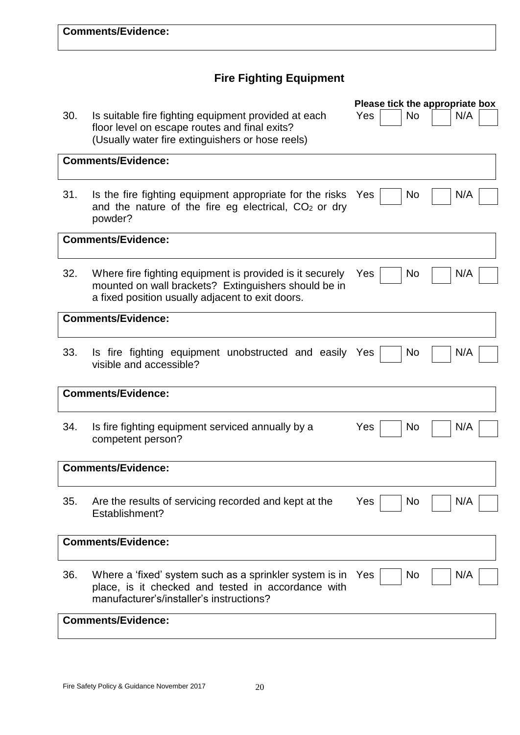**Comments/Evidence:**

## Fire Fighting Equipment

**Please tick the appropriate box**

30. Is suitable fire fighting equipment provided at each floor level on escape routes and final exits? (Usually water fire extinguishers or hose reels)

Yes ☐ No ☐ N/A ☐

**Comments/Evidence:**

31. Is the fire fighting equipment appropriate for the risks and the nature of the fire eg electrical, $CO_2$ or dry powder?

Yes ☐ No ☐ N/A ☐

**Comments/Evidence:**

32. Where fire fighting equipment is provided is it securely mounted on wall brackets? Extinguishers should be in a fixed position usually adjacent to exit doors.

Yes ☐ No ☐ N/A ☐

**Comments/Evidence:**

33. Is fire fighting equipment unobstructed and easily visible and accessible?

Yes ☐ No ☐ N/A ☐

**Comments/Evidence:**

34. Is fire fighting equipment serviced annually by a competent person?

Yes ☐ No ☐ N/A ☐

**Comments/Evidence:**

35. Are the results of servicing recorded and kept at the Establishment?

Yes ☐ No ☐ N/A ☐

**Comments/Evidence:**

36. Where a 'fixed' system such as a sprinkler system is in place, is it checked and tested in accordance with manufacturer's/installer's instructions?

Yes ☐ No ☐ N/A ☐

**Comments/Evidence:**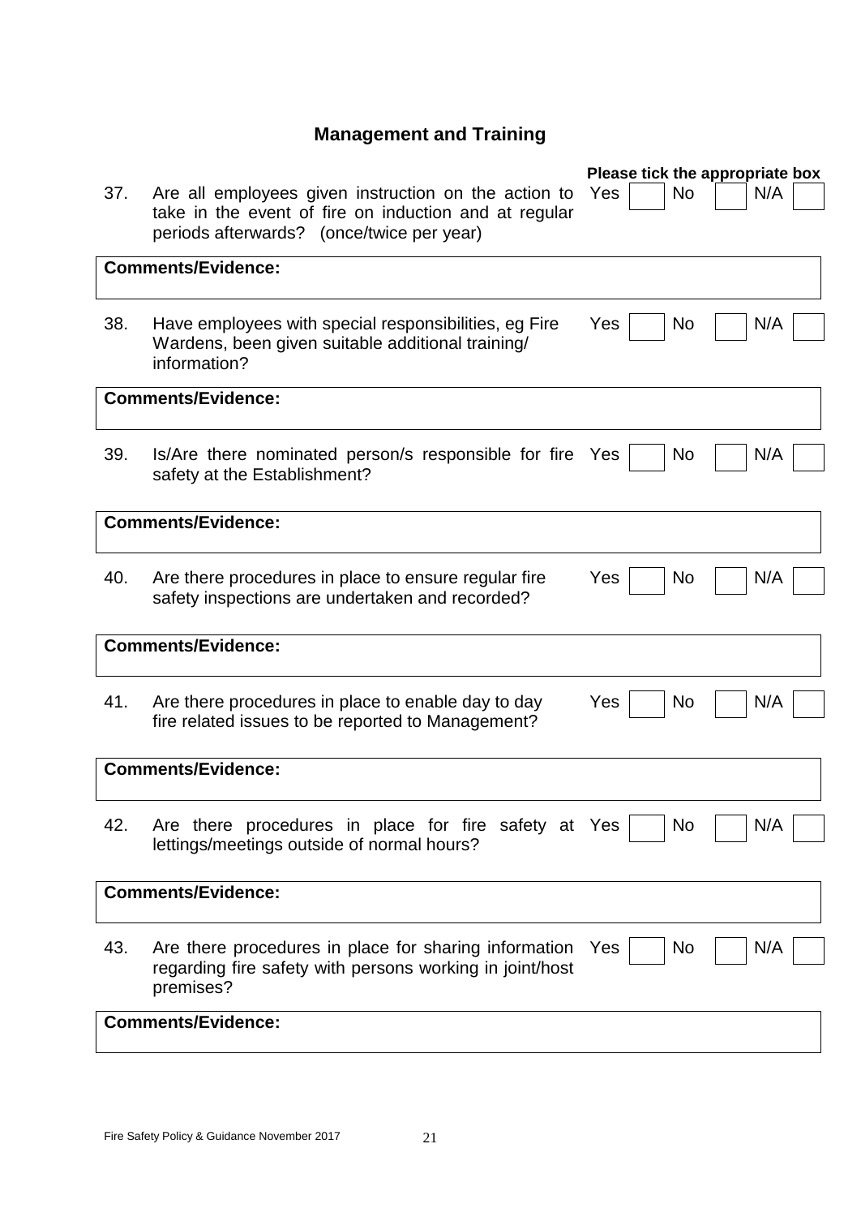## Management and Training

**Please tick the appropriate box**

37. Are all employees given instruction on the action to take in the event of fire on induction and at regular periods afterwards? (once/twice per year) — Yes ☐ No ☐ N/A ☐

**Comments/Evidence:**

38. Have employees with special responsibilities, eg Fire Wardens, been given suitable additional training/ information? — Yes ☐ No ☐ N/A ☐

**Comments/Evidence:**

39. Is/Are there nominated person/s responsible for fire safety at the Establishment? — Yes ☐ No ☐ N/A ☐

**Comments/Evidence:**

40. Are there procedures in place to ensure regular fire safety inspections are undertaken and recorded? — Yes ☐ No ☐ N/A ☐

**Comments/Evidence:**

41. Are there procedures in place to enable day to day fire related issues to be reported to Management? — Yes ☐ No ☐ N/A ☐

**Comments/Evidence:**

42. Are there procedures in place for fire safety at lettings/meetings outside of normal hours? — Yes ☐ No ☐ N/A ☐

**Comments/Evidence:**

43. Are there procedures in place for sharing information regarding fire safety with persons working in joint/host premises? — Yes ☐ No ☐ N/A ☐

**Comments/Evidence:**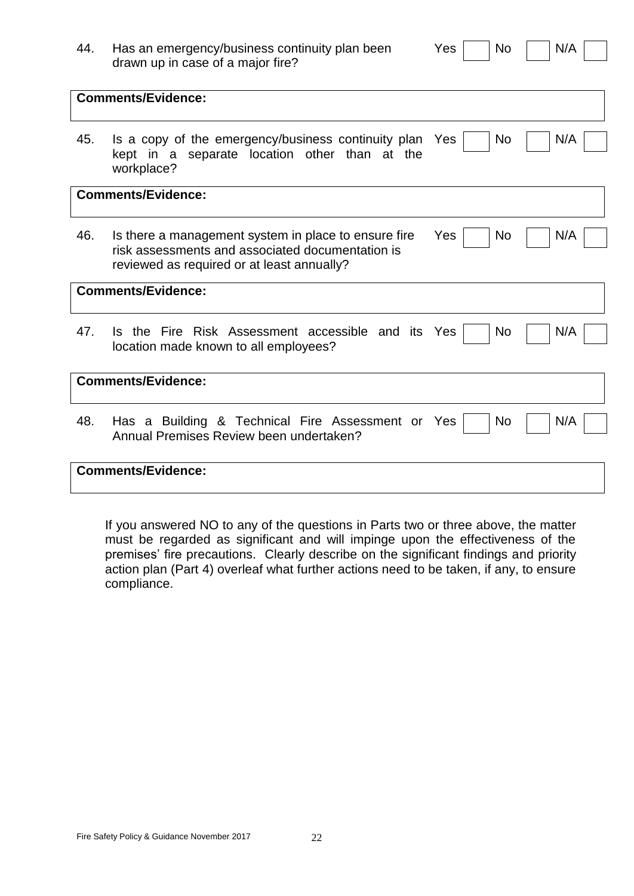44. Has an emergency/business continuity plan been drawn up in case of a major fire? Yes ☐ No ☐ N/A ☐

**Comments/Evidence:**

45. Is a copy of the emergency/business continuity plan kept in a separate location other than at the workplace? Yes ☐ No ☐ N/A ☐

**Comments/Evidence:**

46. Is there a management system in place to ensure fire risk assessments and associated documentation is reviewed as required or at least annually? Yes ☐ No ☐ N/A ☐

**Comments/Evidence:**

47. Is the Fire Risk Assessment accessible and its location made known to all employees? Yes ☐ No ☐ N/A ☐

**Comments/Evidence:**

48. Has a Building & Technical Fire Assessment or Annual Premises Review been undertaken? Yes ☐ No ☐ N/A ☐

**Comments/Evidence:**

If you answered NO to any of the questions in Parts two or three above, the matter must be regarded as significant and will impinge upon the effectiveness of the premises' fire precautions. Clearly describe on the significant findings and priority action plan (Part 4) overleaf what further actions need to be taken, if any, to ensure compliance.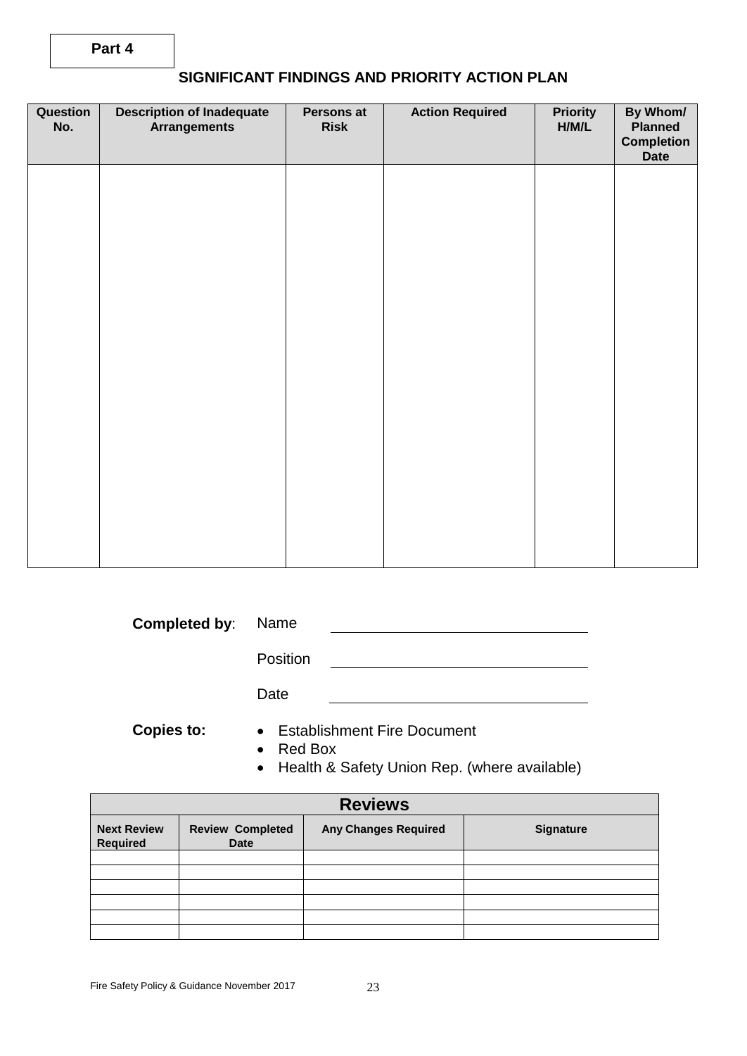**Part 4**

## SIGNIFICANT FINDINGS AND PRIORITY ACTION PLAN

| Question No. | Description of Inadequate Arrangements | Persons at Risk | Action Required | Priority H/M/L | By Whom/ Planned Completion Date |
|---|---|---|---|---|---|
| | | | | | |

**Completed by**: Name ______________________

Position ______________________

Date ______________________

**Copies to:**

- Establishment Fire Document
- Red Box
- Health & Safety Union Rep. (where available)

| Reviews | | | |
|---|---|---|---|
| **Next Review Required** | **Review Completed Date** | **Any Changes Required** | **Signature** |
| | | | |
| | | | |
| | | | |
| | | | |
| | | | |
| | | | |

Fire Safety Policy & Guidance November 2017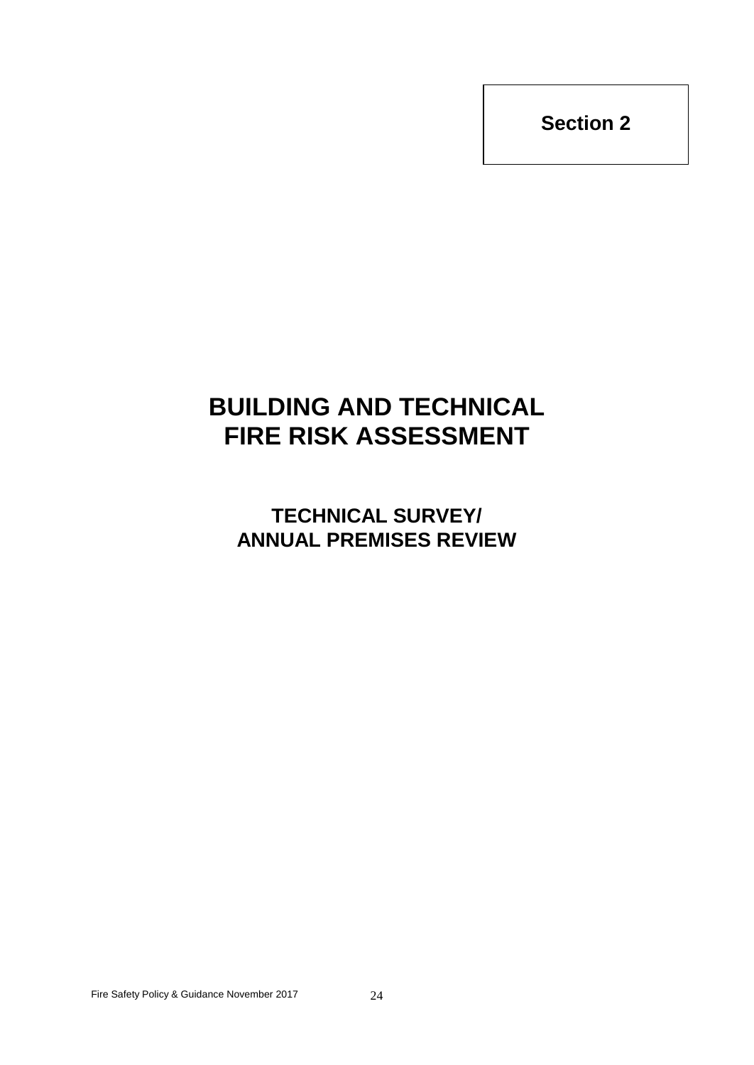**Section 2**

# BUILDING AND TECHNICAL FIRE RISK ASSESSMENT

## TECHNICAL SURVEY/ ANNUAL PREMISES REVIEW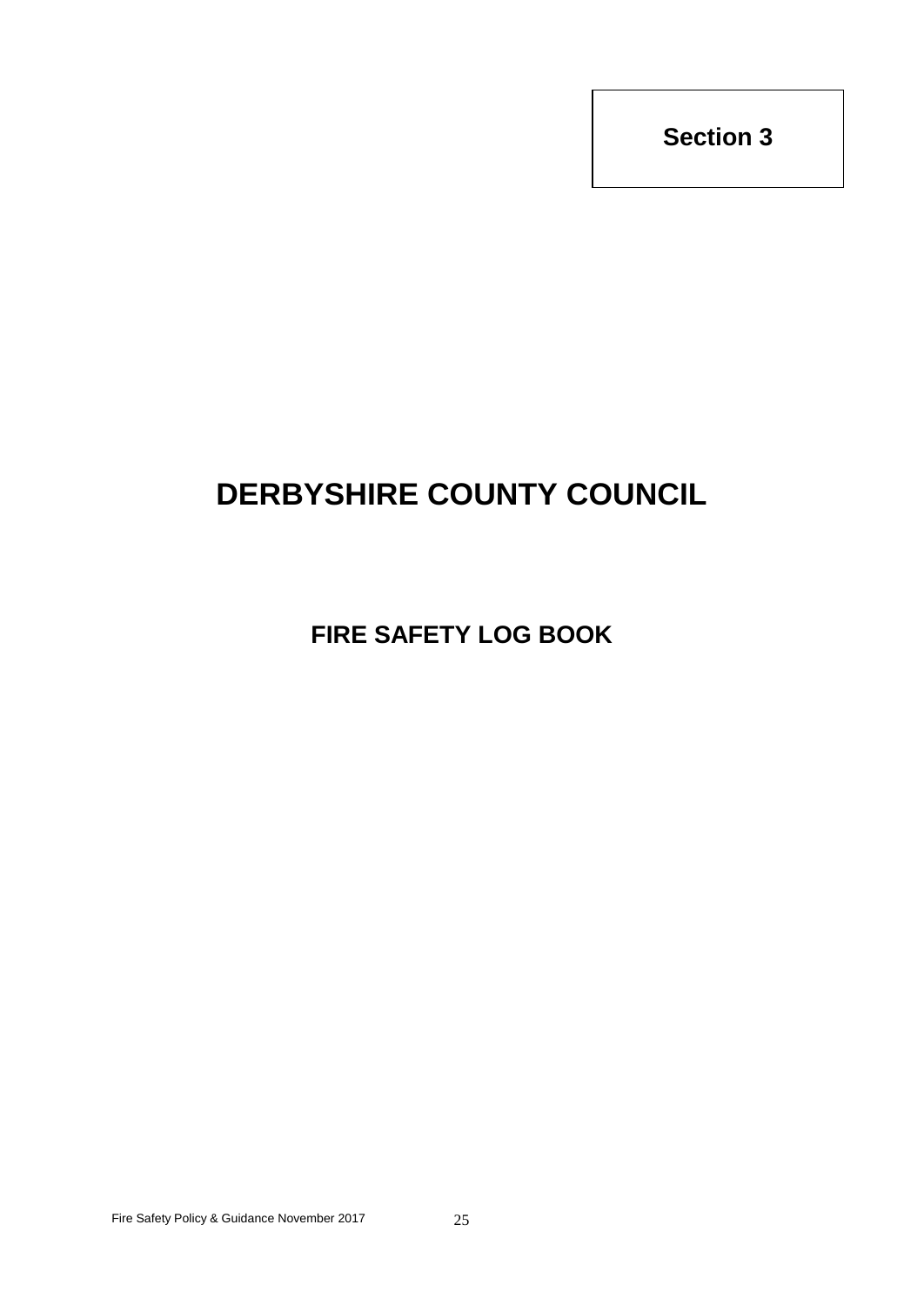**Section 3**

# DERBYSHIRE COUNTY COUNCIL

## FIRE SAFETY LOG BOOK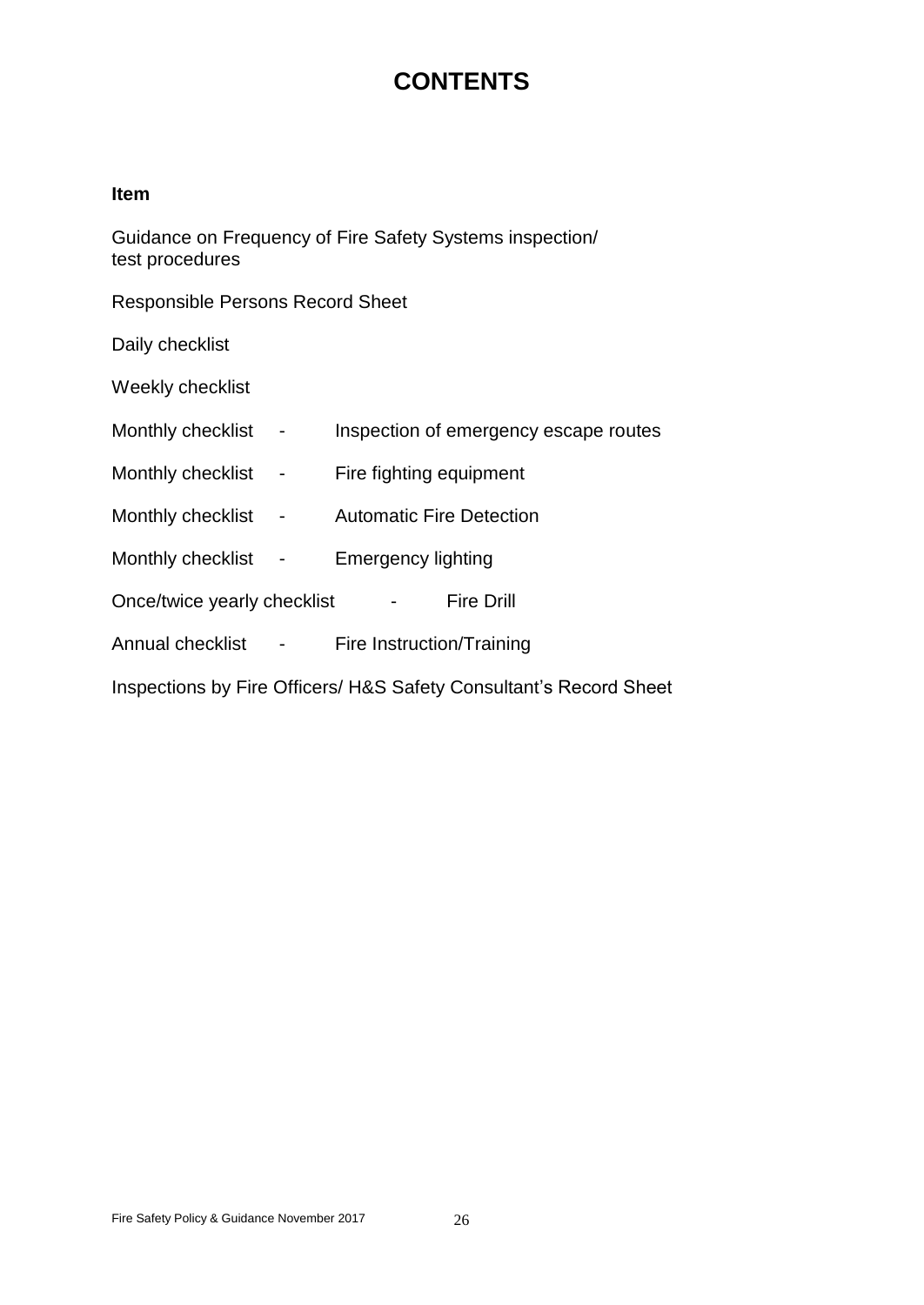# CONTENTS

**Item**

Guidance on Frequency of Fire Safety Systems inspection/ test procedures

Responsible Persons Record Sheet

Daily checklist

Weekly checklist

Monthly checklist - Inspection of emergency escape routes

Monthly checklist - Fire fighting equipment

Monthly checklist - Automatic Fire Detection

Monthly checklist - Emergency lighting

Once/twice yearly checklist - Fire Drill

Annual checklist - Fire Instruction/Training

Inspections by Fire Officers/ H&S Safety Consultant's Record Sheet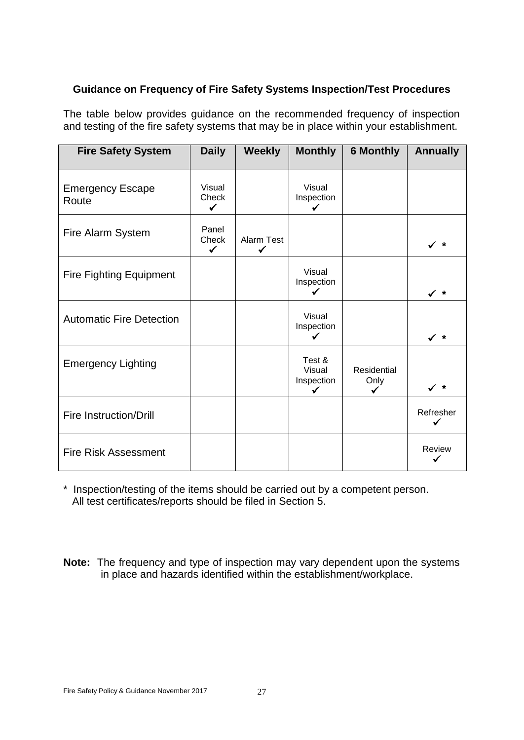**Guidance on Frequency of Fire Safety Systems Inspection/Test Procedures**

The table below provides guidance on the recommended frequency of inspection and testing of the fire safety systems that may be in place within your establishment.

| Fire Safety System | Daily | Weekly | Monthly | 6 Monthly | Annually |
|---|---|---|---|---|---|
| Emergency Escape Route | Visual Check ✓ | | Visual Inspection ✓ | | |
| Fire Alarm System | Panel Check ✓ | Alarm Test ✓ | | | ✓ * |
| Fire Fighting Equipment | | | Visual Inspection ✓ | | ✓ * |
| Automatic Fire Detection | | | Visual Inspection ✓ | | ✓ * |
| Emergency Lighting | | | Test & Visual Inspection ✓ | Residential Only ✓ | ✓ * |
| Fire Instruction/Drill | | | | | Refresher ✓ |
| Fire Risk Assessment | | | | | Review ✓ |

* Inspection/testing of the items should be carried out by a competent person. All test certificates/reports should be filed in Section 5.

**Note:** The frequency and type of inspection may vary dependent upon the systems in place and hazards identified within the establishment/workplace.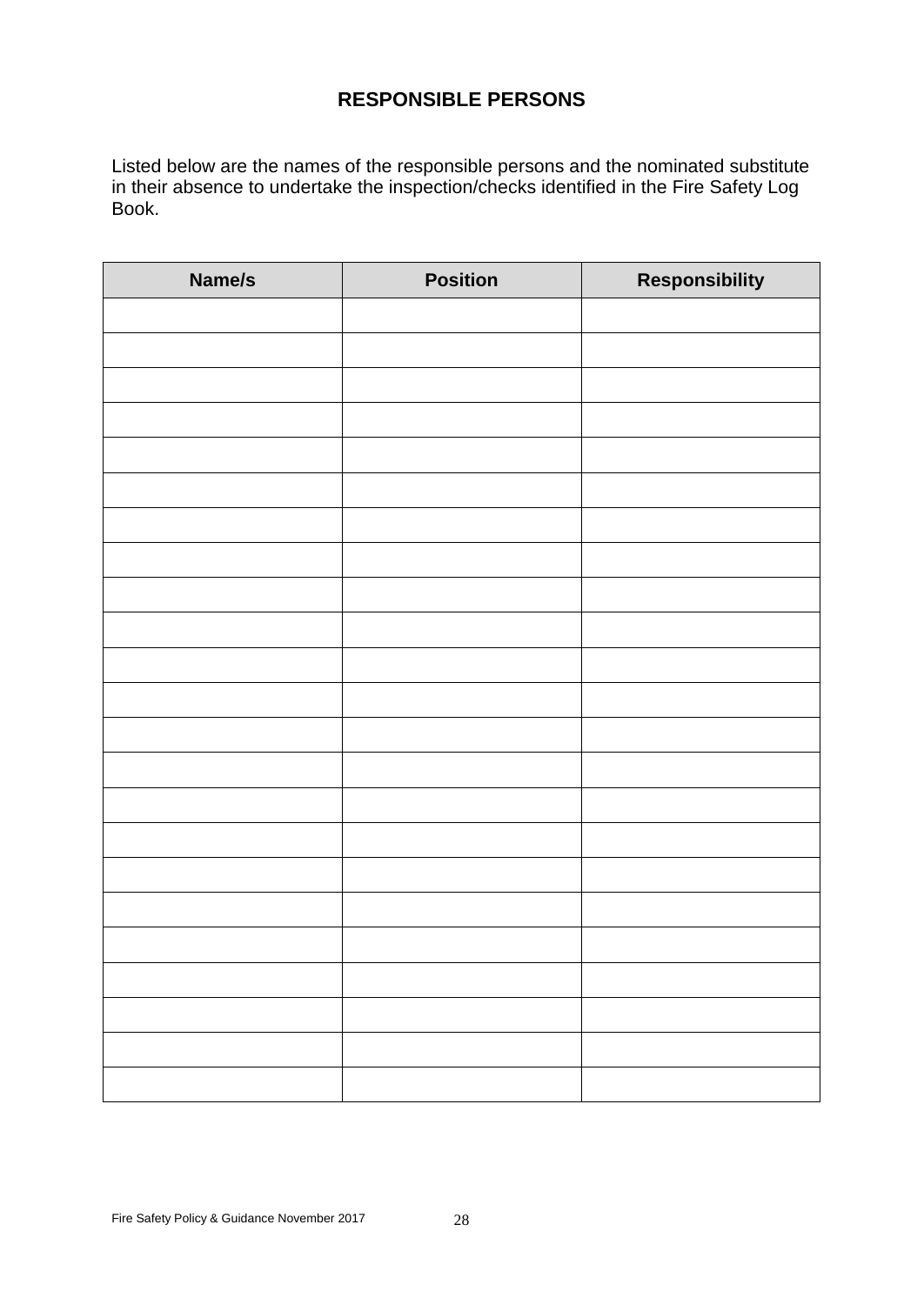# RESPONSIBLE PERSONS

Listed below are the names of the responsible persons and the nominated substitute in their absence to undertake the inspection/checks identified in the Fire Safety Log Book.

| Name/s | Position | Responsibility |
|---|---|---|
| | | |
| | | |
| | | |
| | | |
| | | |
| | | |
| | | |
| | | |
| | | |
| | | |
| | | |
| | | |
| | | |
| | | |
| | | |
| | | |
| | | |
| | | |
| | | |
| | | |
| | | |
| | | |
| | | |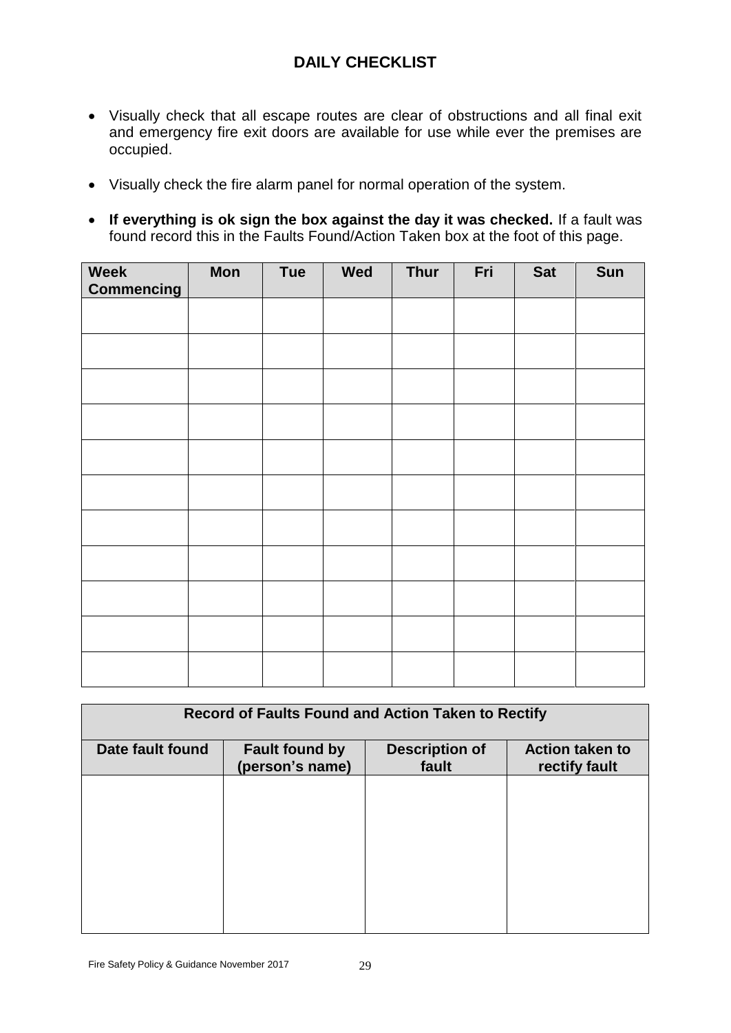# DAILY CHECKLIST

- Visually check that all escape routes are clear of obstructions and all final exit and emergency fire exit doors are available for use while ever the premises are occupied.
- Visually check the fire alarm panel for normal operation of the system.
- **If everything is ok sign the box against the day it was checked.** If a fault was found record this in the Faults Found/Action Taken box at the foot of this page.

| Week Commencing | Mon | Tue | Wed | Thur | Fri | Sat | Sun |
|---|---|---|---|---|---|---|---|
| | | | | | | | |
| | | | | | | | |
| | | | | | | | |
| | | | | | | | |
| | | | | | | | |
| | | | | | | | |
| | | | | | | | |
| | | | | | | | |
| | | | | | | | |
| | | | | | | | |
| | | | | | | | |

| Record of Faults Found and Action Taken to Rectify | | | |
|---|---|---|---|
| **Date fault found** | **Fault found by (person's name)** | **Description of fault** | **Action taken to rectify fault** |
| | | | |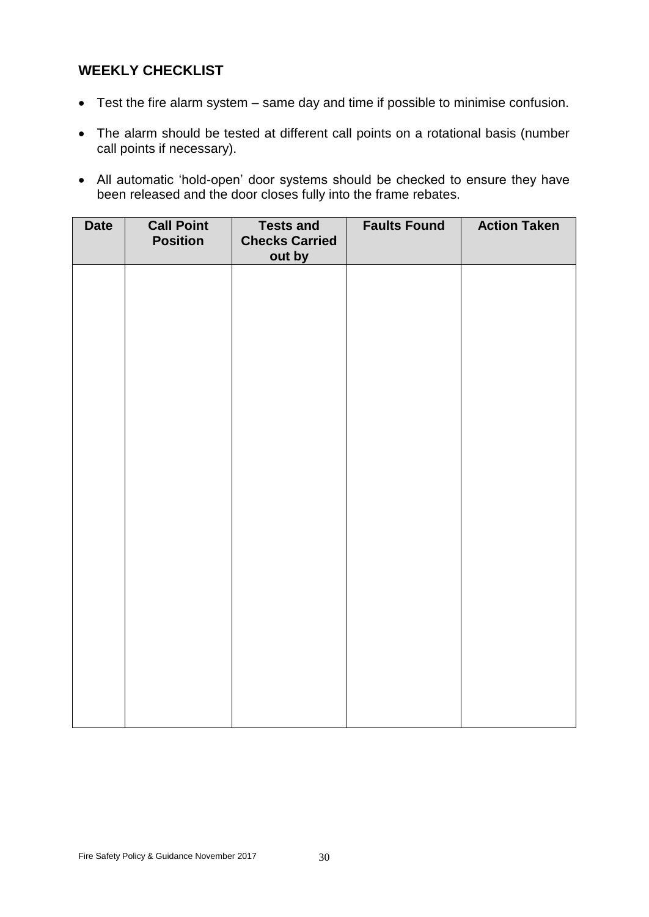## WEEKLY CHECKLIST

- Test the fire alarm system – same day and time if possible to minimise confusion.
- The alarm should be tested at different call points on a rotational basis (number call points if necessary).
- All automatic 'hold-open' door systems should be checked to ensure they have been released and the door closes fully into the frame rebates.

| Date | Call Point Position | Tests and Checks Carried out by | Faults Found | Action Taken |
|---|---|---|---|---|
| | | | | |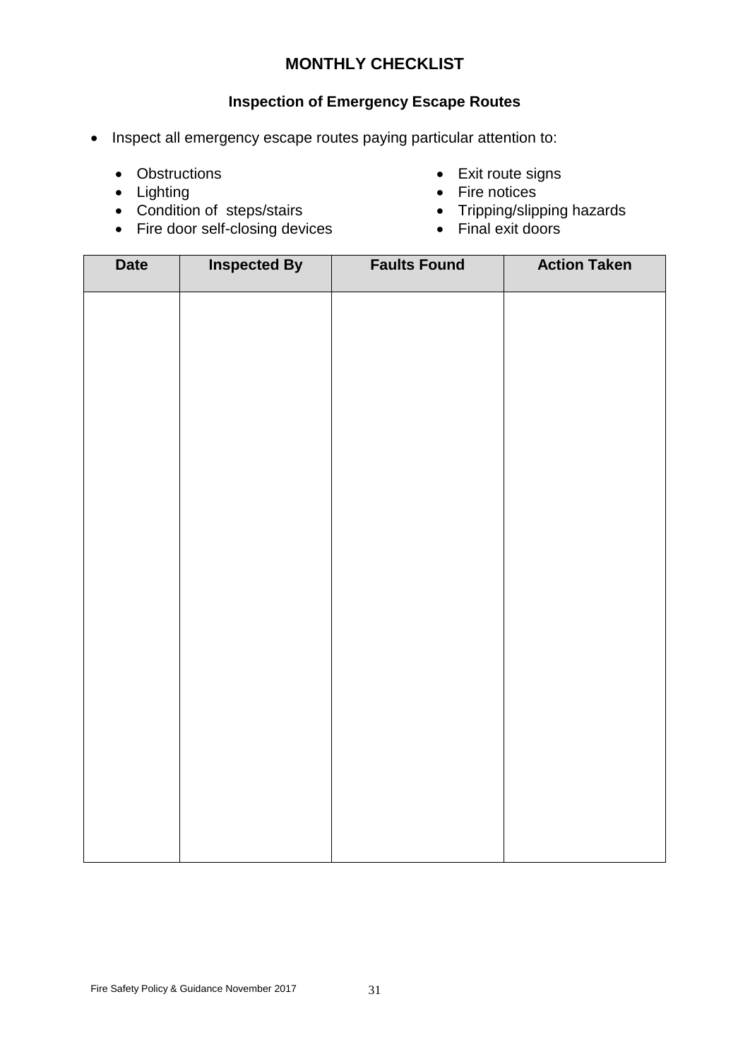# MONTHLY CHECKLIST

## Inspection of Emergency Escape Routes

- Inspect all emergency escape routes paying particular attention to:
  - Obstructions
  - Lighting
  - Condition of steps/stairs
  - Fire door self-closing devices
  - Exit route signs
  - Fire notices
  - Tripping/slipping hazards
  - Final exit doors

| Date | Inspected By | Faults Found | Action Taken |
|---|---|---|---|
| | | | |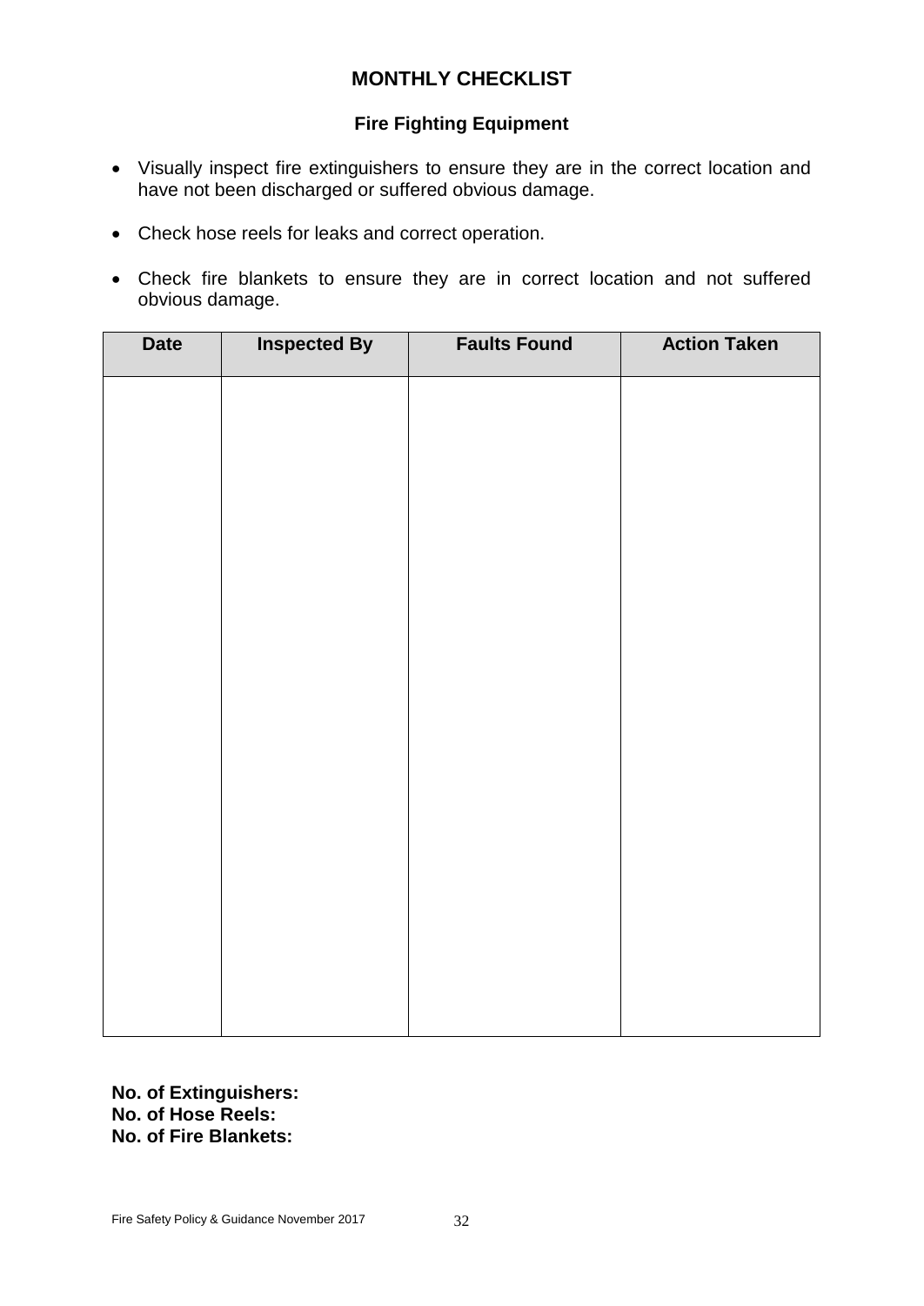# MONTHLY CHECKLIST

## Fire Fighting Equipment

- Visually inspect fire extinguishers to ensure they are in the correct location and have not been discharged or suffered obvious damage.
- Check hose reels for leaks and correct operation.
- Check fire blankets to ensure they are in correct location and not suffered obvious damage.

| Date | Inspected By | Faults Found | Action Taken |
| --- | --- | --- | --- |
| | | | |

**No. of Extinguishers:**
**No. of Hose Reels:**
**No. of Fire Blankets:**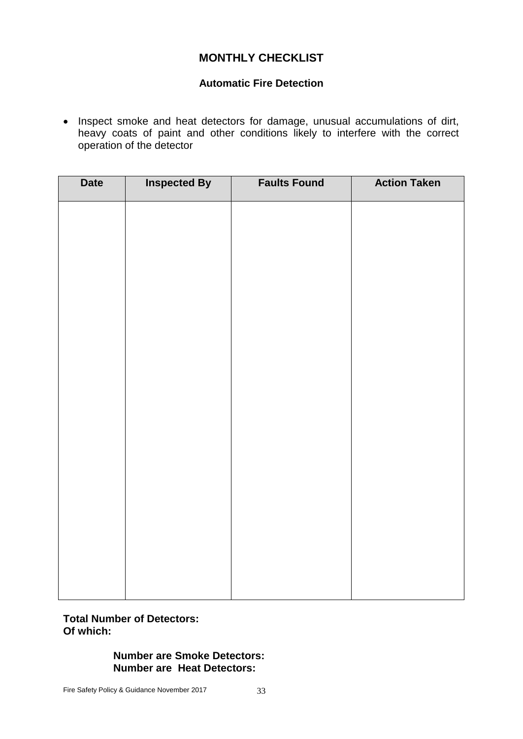# MONTHLY CHECKLIST

## Automatic Fire Detection

- Inspect smoke and heat detectors for damage, unusual accumulations of dirt, heavy coats of paint and other conditions likely to interfere with the correct operation of the detector

| Date | Inspected By | Faults Found | Action Taken |
|---|---|---|---|
| | | | |

**Total Number of Detectors:**
**Of which:**

**Number are Smoke Detectors:**
**Number are Heat Detectors:**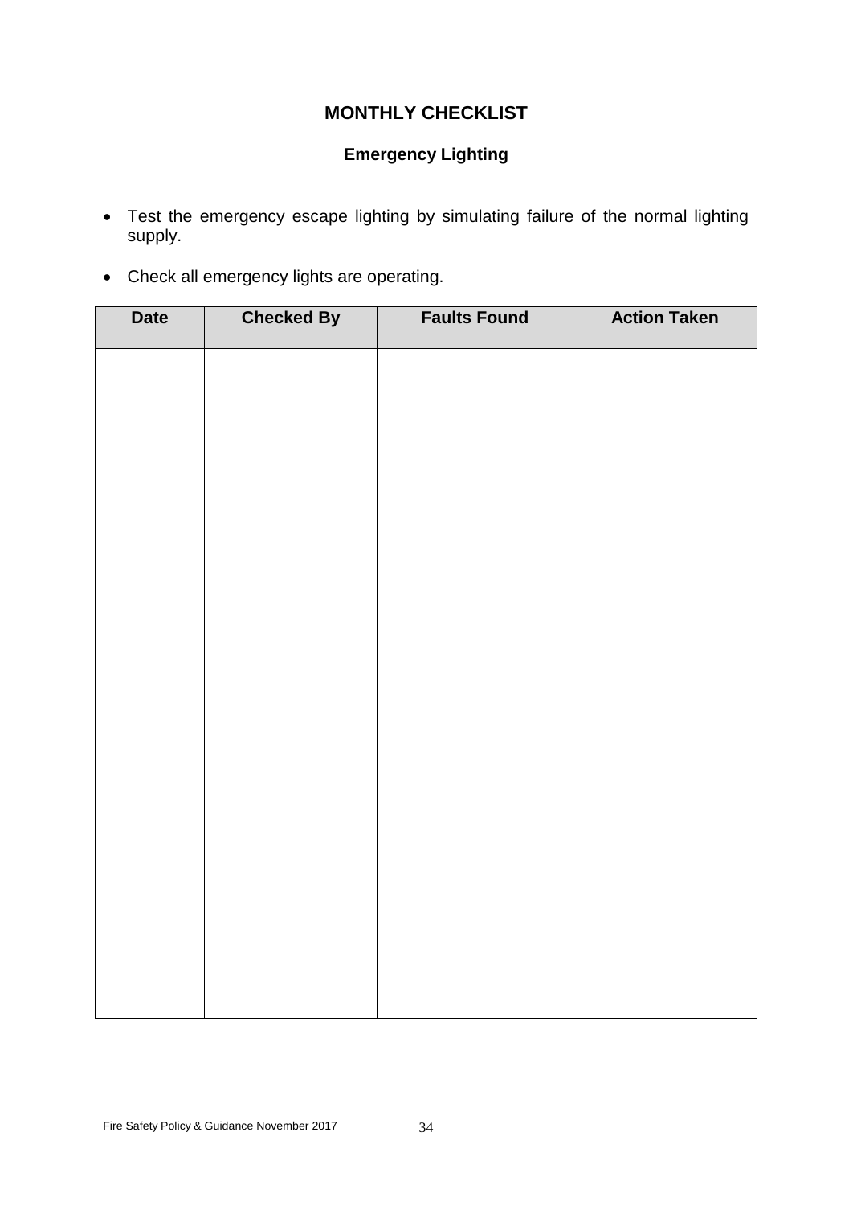# MONTHLY CHECKLIST

## Emergency Lighting

- Test the emergency escape lighting by simulating failure of the normal lighting supply.
- Check all emergency lights are operating.

| Date | Checked By | Faults Found | Action Taken |
| --- | --- | --- | --- |
| | | | |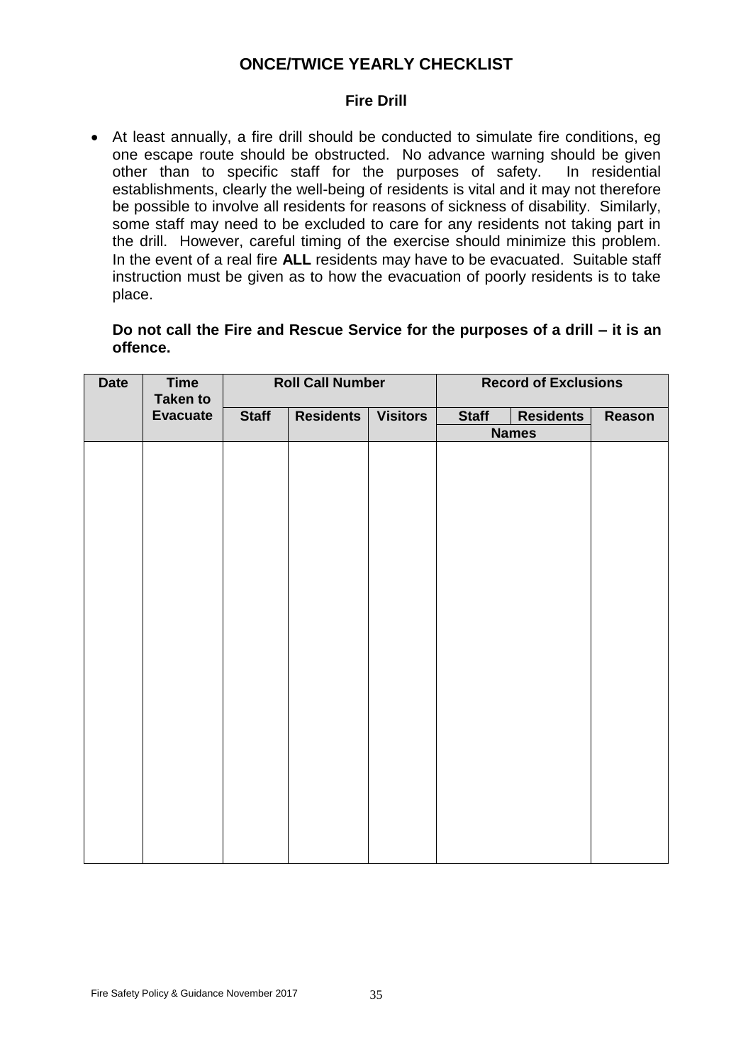# ONCE/TWICE YEARLY CHECKLIST

## Fire Drill

- At least annually, a fire drill should be conducted to simulate fire conditions, eg one escape route should be obstructed. No advance warning should be given other than to specific staff for the purposes of safety. In residential establishments, clearly the well-being of residents is vital and it may not therefore be possible to involve all residents for reasons of sickness of disability. Similarly, some staff may need to be excluded to care for any residents not taking part in the drill. However, careful timing of the exercise should minimize this problem. In the event of a real fire **ALL** residents may have to be evacuated. Suitable staff instruction must be given as to how the evacuation of poorly residents is to take place.

**Do not call the Fire and Rescue Service for the purposes of a drill – it is an offence.**

| Date | Time Taken to Evacuate | Roll Call Number | | | Record of Exclusions | | |
|---|---|---|---|---|---|---|---|
| | | Staff | Residents | Visitors | Staff | Residents | Reason |
| | | | | | Names | | |
| | | | | | | | |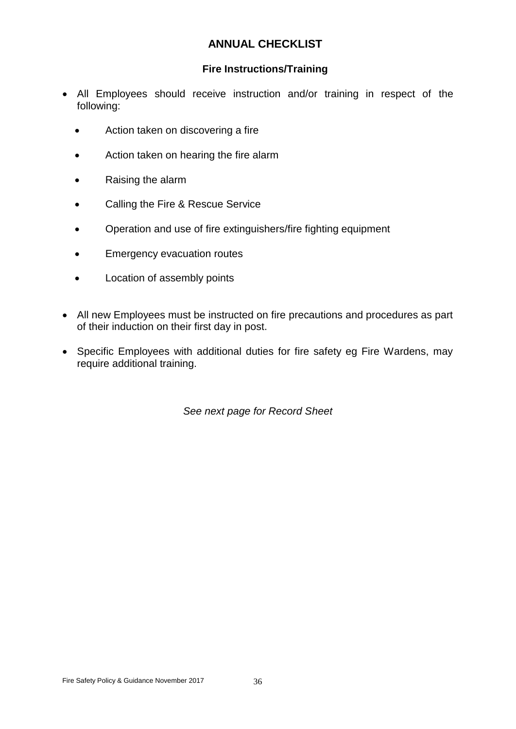# ANNUAL CHECKLIST

## Fire Instructions/Training

- All Employees should receive instruction and/or training in respect of the following:
  - Action taken on discovering a fire
  - Action taken on hearing the fire alarm
  - Raising the alarm
  - Calling the Fire & Rescue Service
  - Operation and use of fire extinguishers/fire fighting equipment
  - Emergency evacuation routes
  - Location of assembly points

- All new Employees must be instructed on fire precautions and procedures as part of their induction on their first day in post.

- Specific Employees with additional duties for fire safety eg Fire Wardens, may require additional training.

*See next page for Record Sheet*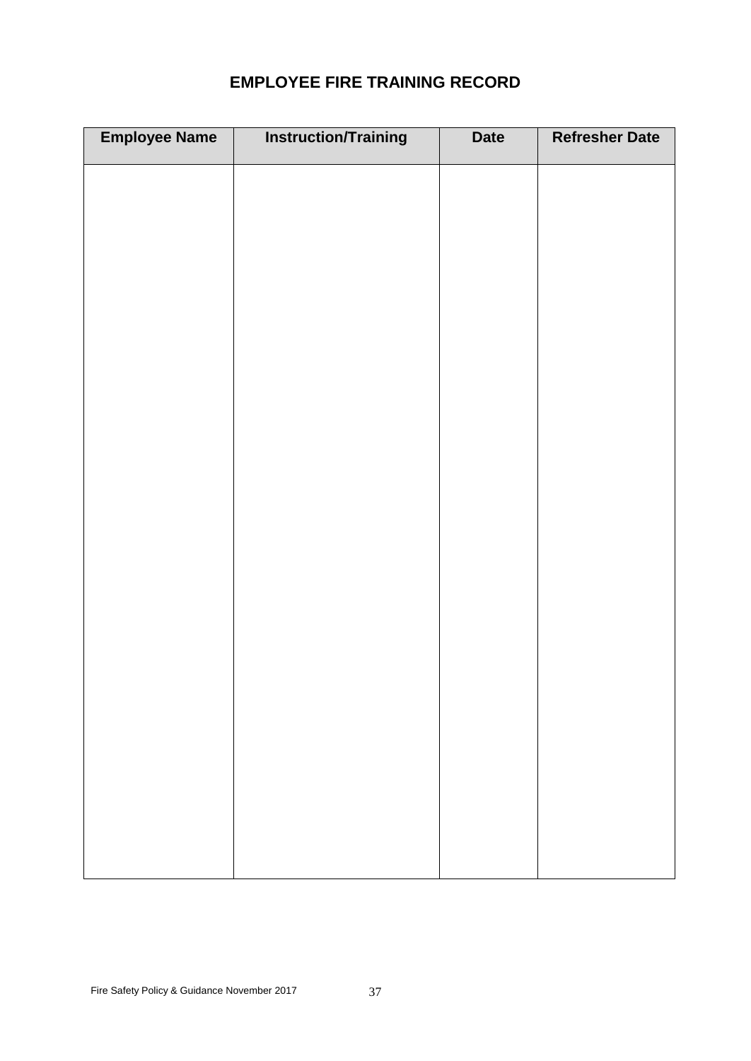# EMPLOYEE FIRE TRAINING RECORD

| Employee Name | Instruction/Training | Date | Refresher Date |
|---|---|---|---|
| | | | |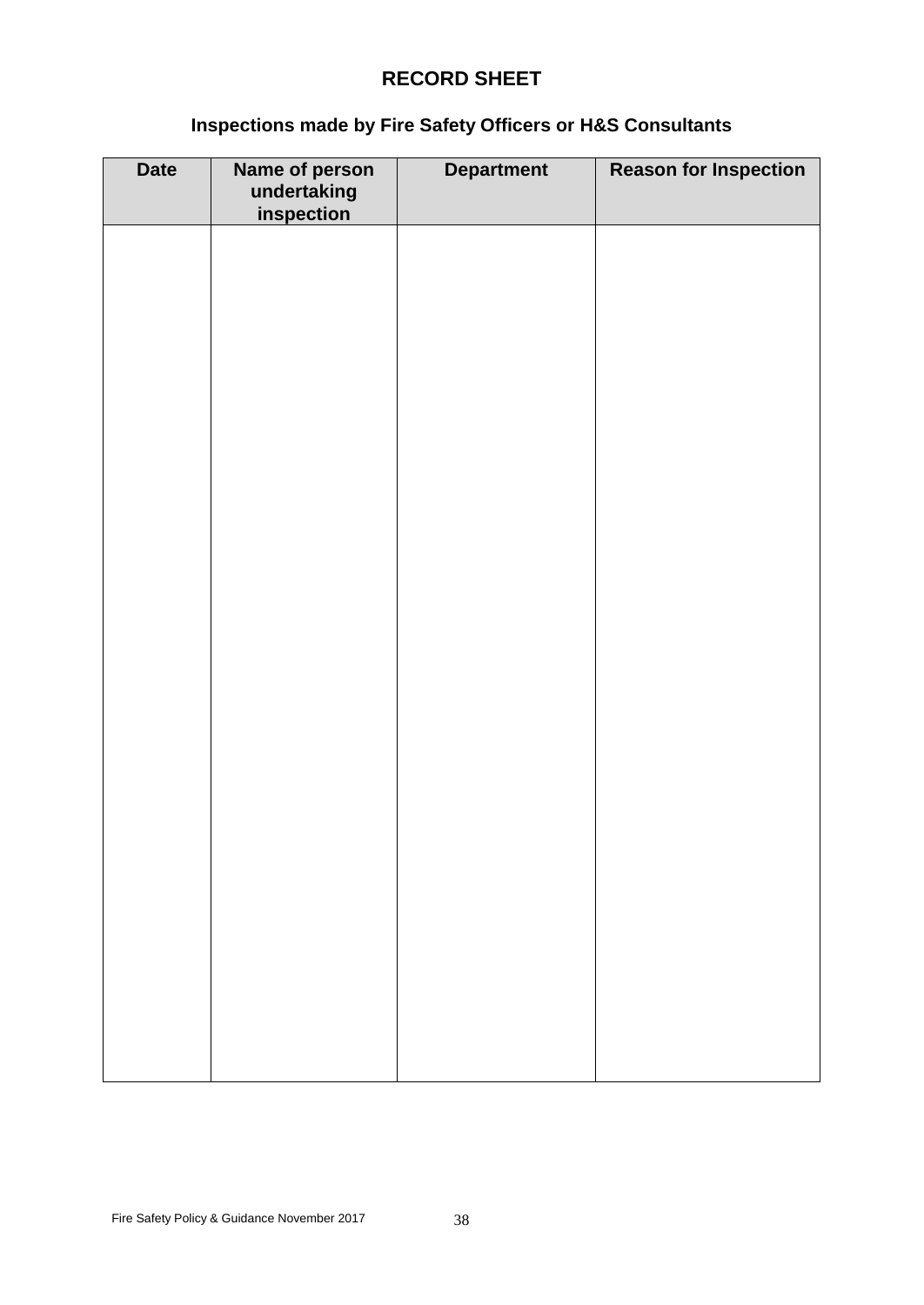# RECORD SHEET

## Inspections made by Fire Safety Officers or H&S Consultants

| Date | Name of person undertaking inspection | Department | Reason for Inspection |
|---|---|---|---|
| | | | |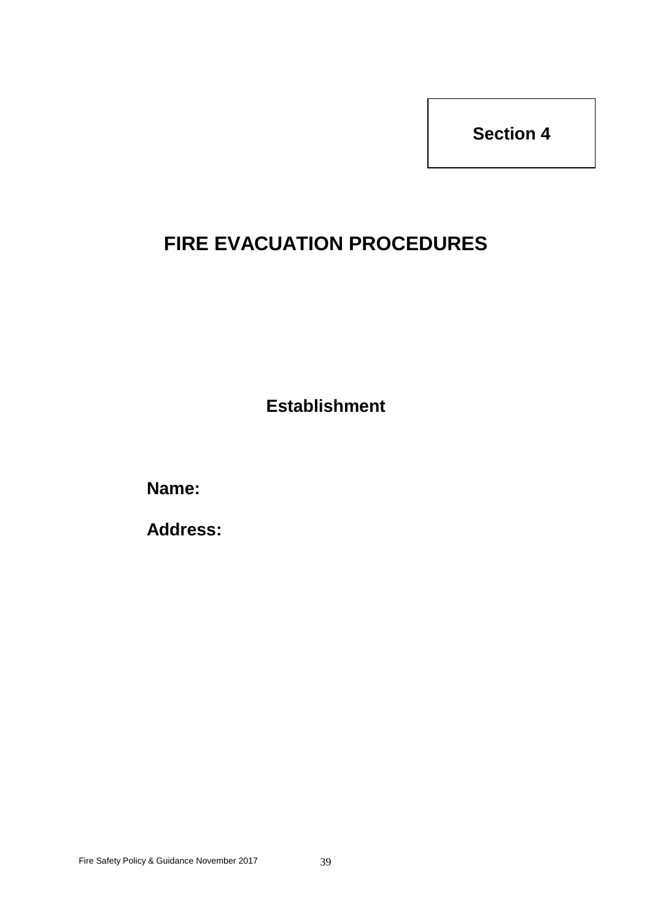**Section 4**

# FIRE EVACUATION PROCEDURES

## Establishment

**Name:**

**Address:**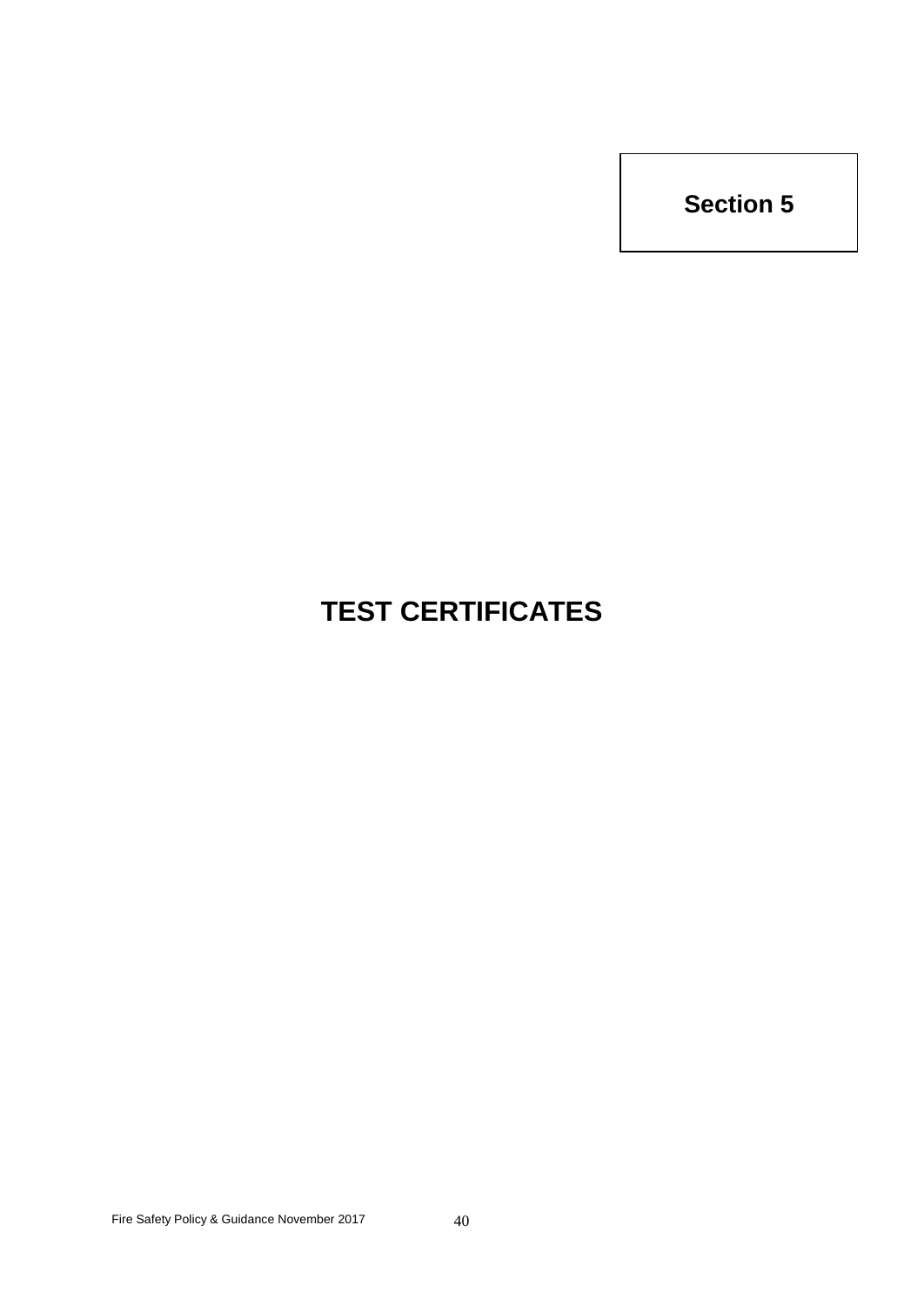**Section 5**

# TEST CERTIFICATES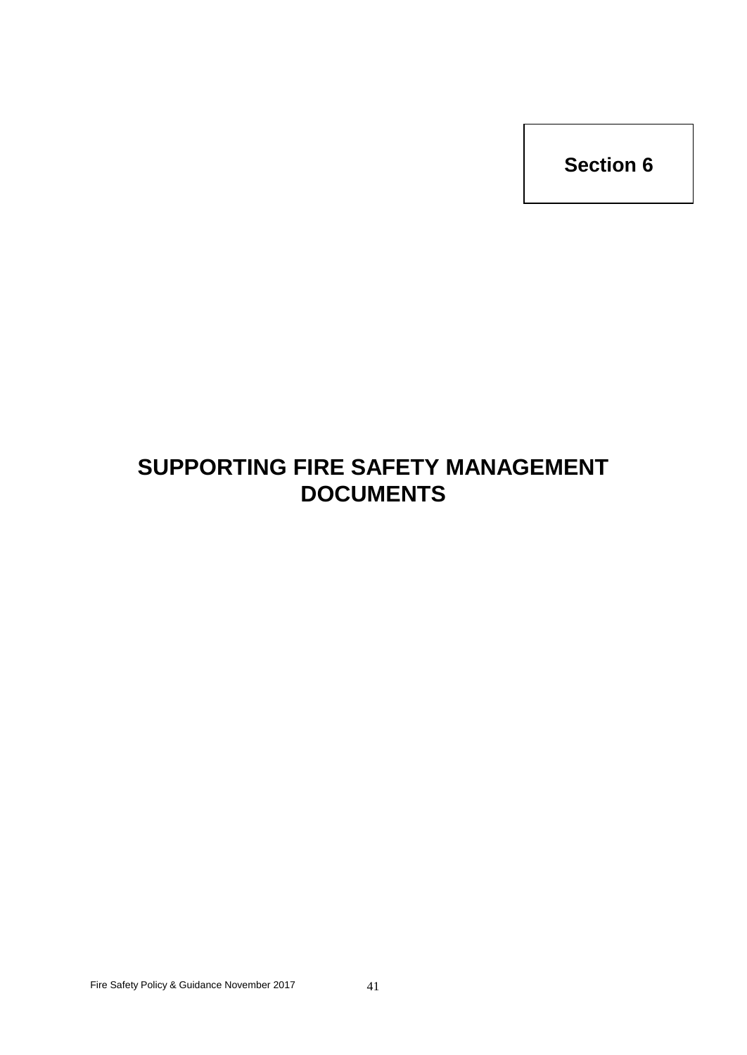**Section 6**

# SUPPORTING FIRE SAFETY MANAGEMENT DOCUMENTS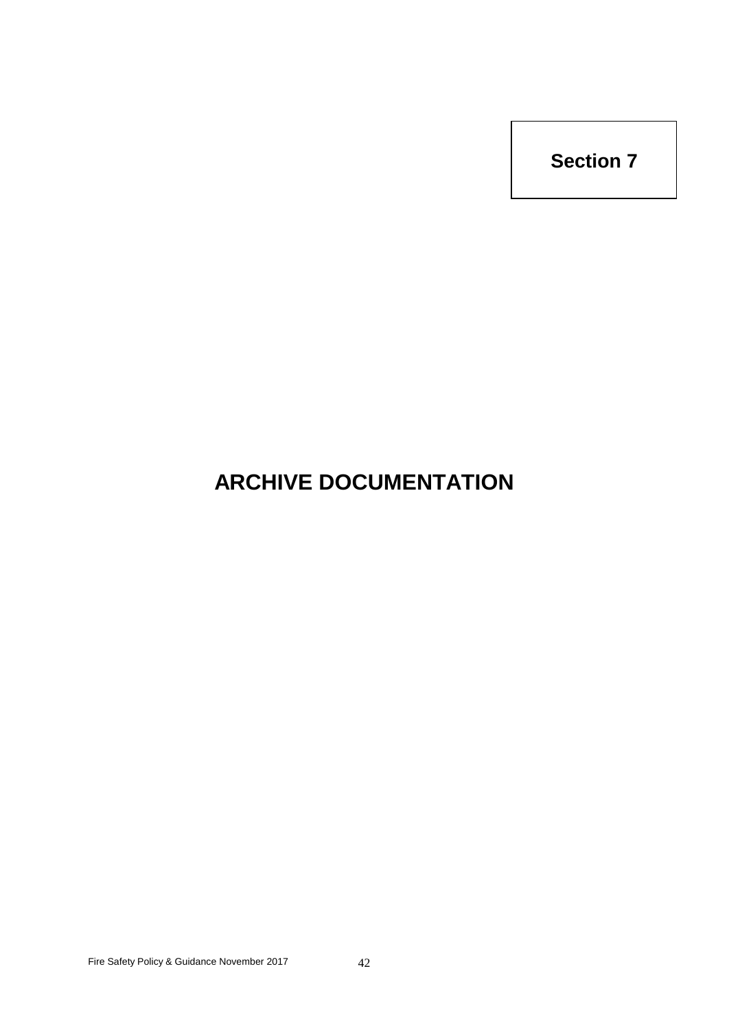**Section 7**

# ARCHIVE DOCUMENTATION